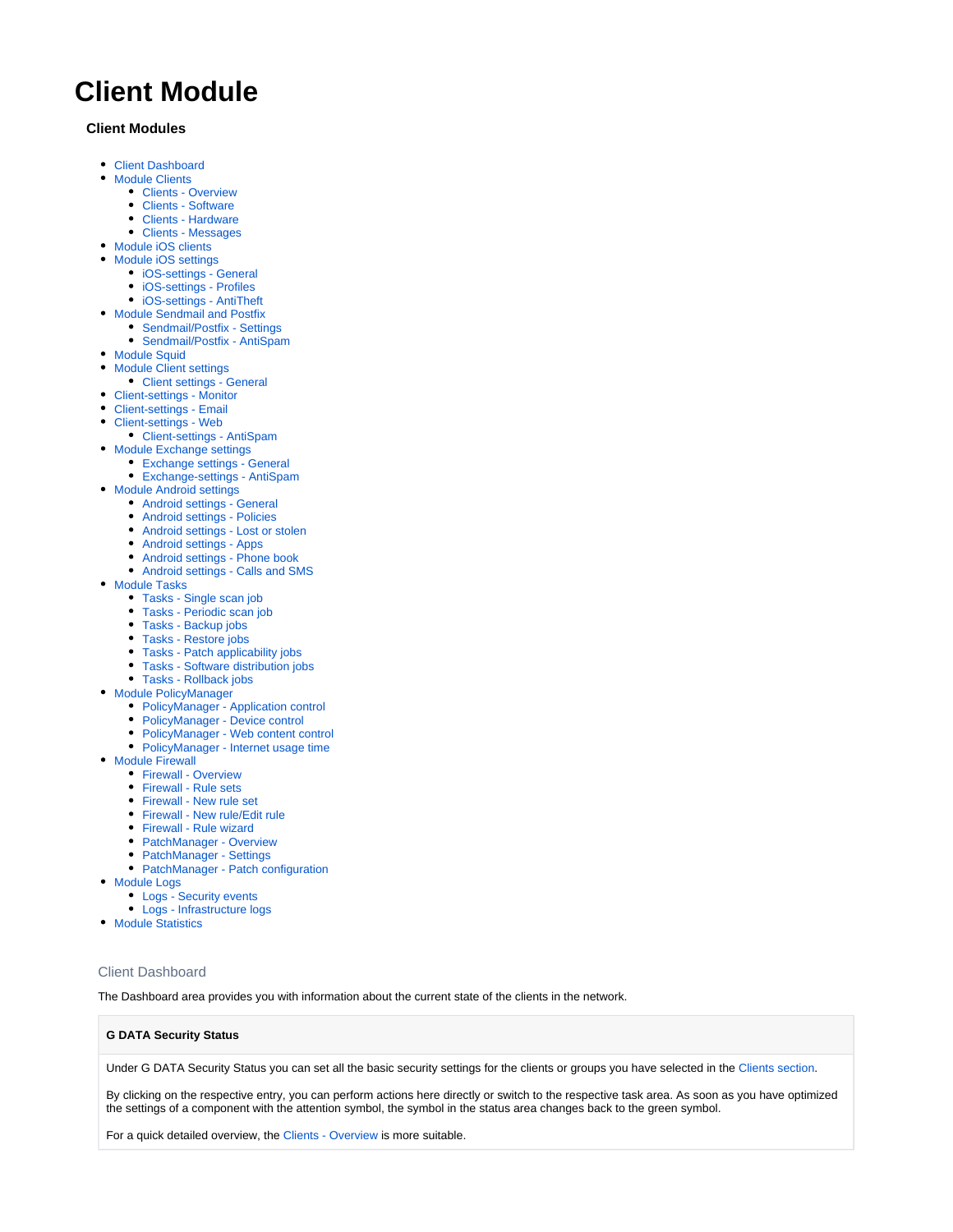# Client Module

### Client Modules

- Client Dashboard
- Module Clients
  - Clients - Overview
  - Clients - Software
  - Clients - Hardware
  - Clients - Messages
- Module iOS clients
- Module iOS settings
  - iOS-settings - General
  - iOS-settings - Profiles
  - iOS-settings - AntiTheft
- Module Sendmail and Postfix
  - Sendmail/Postfix - Settings
  - Sendmail/Postfix - AntiSpam
- Module Squid
- Module Client settings
  - Client settings - General
- Client-settings - Monitor
- Client-settings - Email
- Client-settings - Web
  - Client-settings - AntiSpam
- Module Exchange settings
  - Exchange settings - General
  - Exchange-settings - AntiSpam
- Module Android settings
  - Android settings - General
  - Android settings - Policies
  - Android settings - Lost or stolen
  - Android settings - Apps
  - Android settings - Phone book
  - Android settings - Calls and SMS
- Module Tasks
  - Tasks - Single scan job
  - Tasks - Periodic scan job
  - Tasks - Backup jobs
  - Tasks - Restore jobs
  - Tasks - Patch applicability jobs
  - Tasks - Software distribution jobs
  - Tasks - Rollback jobs
- Module PolicyManager
  - PolicyManager - Application control
  - PolicyManager - Device control
  - PolicyManager - Web content control
  - PolicyManager - Internet usage time
- Module Firewall
  - Firewall - Overview
  - Firewall - Rule sets
  - Firewall - New rule set
  - Firewall - New rule/Edit rule
  - Firewall - Rule wizard
  - PatchManager - Overview
  - PatchManager - Settings
  - PatchManager - Patch configuration
- Module Logs
  - Logs - Security events
  - Logs - Infrastructure logs
- Module Statistics

## Client Dashboard

The Dashboard area provides you with information about the current state of the clients in the network.

**G DATA Security Status**

Under G DATA Security Status you can set all the basic security settings for the clients or groups you have selected in the Clients section.

By clicking on the respective entry, you can perform actions here directly or switch to the respective task area. As soon as you have optimized the settings of a component with the attention symbol, the symbol in the status area changes back to the green symbol.

For a quick detailed overview, the Clients - Overview is more suitable.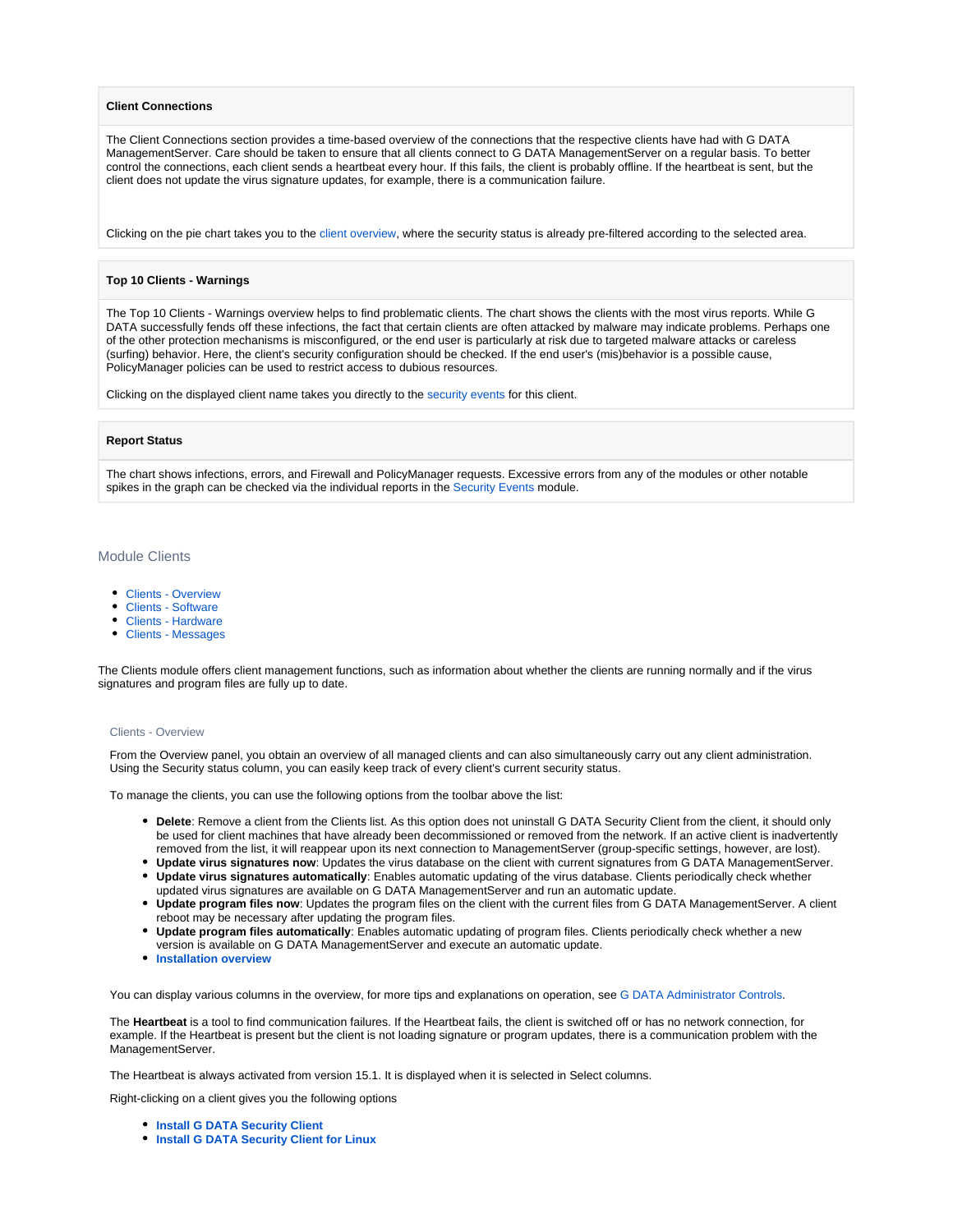**Client Connections**

The Client Connections section provides a time-based overview of the connections that the respective clients have had with G DATA ManagementServer. Care should be taken to ensure that all clients connect to G DATA ManagementServer on a regular basis. To better control the connections, each client sends a heartbeat every hour. If this fails, the client is probably offline. If the heartbeat is sent, but the client does not update the virus signature updates, for example, there is a communication failure.

Clicking on the pie chart takes you to the client overview, where the security status is already pre-filtered according to the selected area.

**Top 10 Clients - Warnings**

The Top 10 Clients - Warnings overview helps to find problematic clients. The chart shows the clients with the most virus reports. While G DATA successfully fends off these infections, the fact that certain clients are often attacked by malware may indicate problems. Perhaps one of the other protection mechanisms is misconfigured, or the end user is particularly at risk due to targeted malware attacks or careless (surfing) behavior. Here, the client's security configuration should be checked. If the end user's (mis)behavior is a possible cause, PolicyManager policies can be used to restrict access to dubious resources.

Clicking on the displayed client name takes you directly to the security events for this client.

**Report Status**

The chart shows infections, errors, and Firewall and PolicyManager requests. Excessive errors from any of the modules or other notable spikes in the graph can be checked via the individual reports in the Security Events module.

## Module Clients

- Clients - Overview
- Clients - Software
- Clients - Hardware
- Clients - Messages

The Clients module offers client management functions, such as information about whether the clients are running normally and if the virus signatures and program files are fully up to date.

### Clients - Overview

From the Overview panel, you obtain an overview of all managed clients and can also simultaneously carry out any client administration. Using the Security status column, you can easily keep track of every client's current security status.

To manage the clients, you can use the following options from the toolbar above the list:

- **Delete**: Remove a client from the Clients list. As this option does not uninstall G DATA Security Client from the client, it should only be used for client machines that have already been decommissioned or removed from the network. If an active client is inadvertently removed from the list, it will reappear upon its next connection to ManagementServer (group-specific settings, however, are lost).
- **Update virus signatures now**: Updates the virus database on the client with current signatures from G DATA ManagementServer.
- **Update virus signatures automatically**: Enables automatic updating of the virus database. Clients periodically check whether updated virus signatures are available on G DATA ManagementServer and run an automatic update.
- **Update program files now**: Updates the program files on the client with the current files from G DATA ManagementServer. A client reboot may be necessary after updating the program files.
- **Update program files automatically**: Enables automatic updating of program files. Clients periodically check whether a new version is available on G DATA ManagementServer and execute an automatic update.
- **Installation overview**

You can display various columns in the overview, for more tips and explanations on operation, see G DATA Administrator Controls.

The **Heartbeat** is a tool to find communication failures. If the Heartbeat fails, the client is switched off or has no network connection, for example. If the Heartbeat is present but the client is not loading signature or program updates, there is a communication problem with the ManagementServer.

The Heartbeat is always activated from version 15.1. It is displayed when it is selected in Select columns.

Right-clicking on a client gives you the following options

- **Install G DATA Security Client**
- **Install G DATA Security Client for Linux**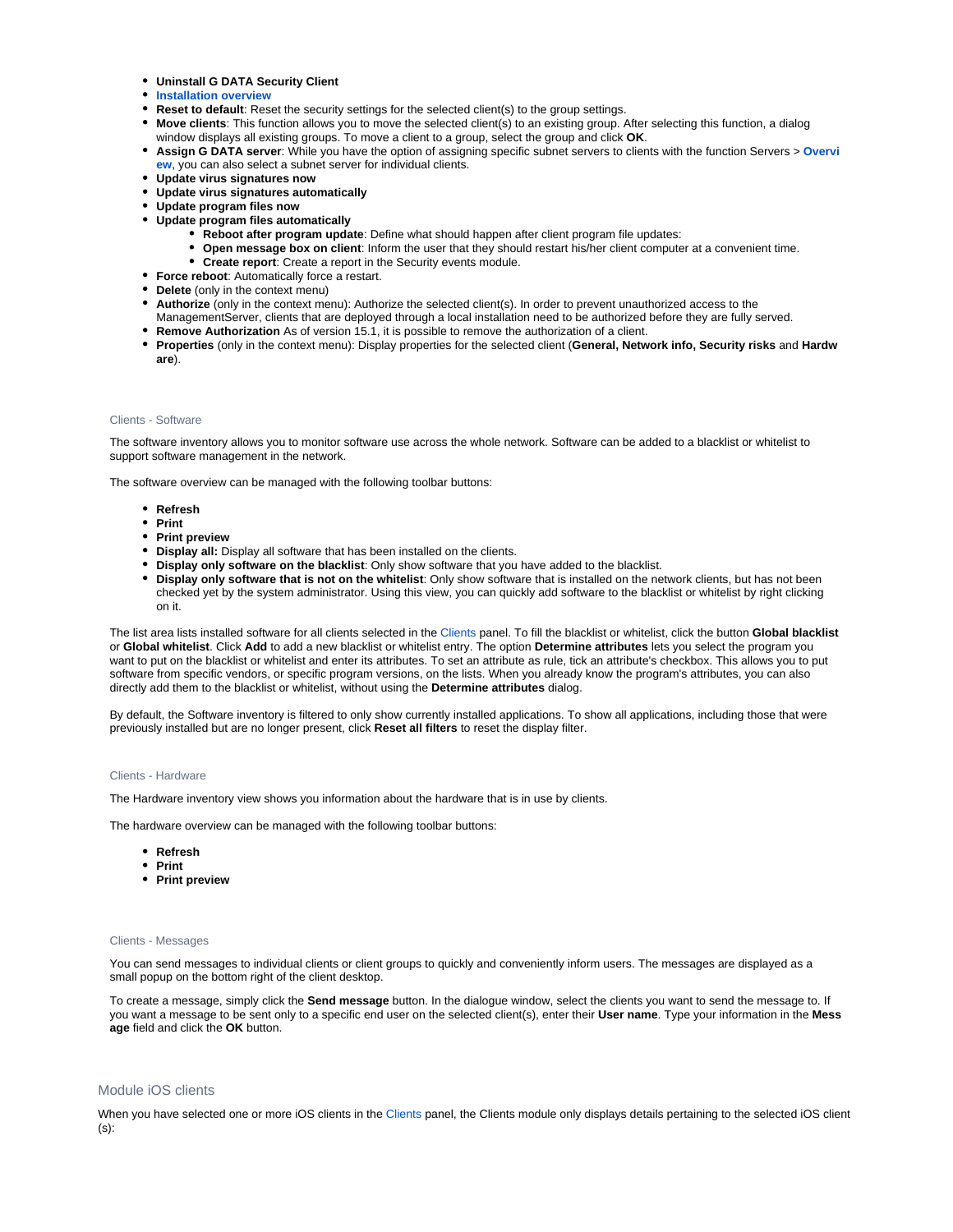- **Uninstall G DATA Security Client**
- **Installation overview**
- **Reset to default**: Reset the security settings for the selected client(s) to the group settings.
- **Move clients**: This function allows you to move the selected client(s) to an existing group. After selecting this function, a dialog window displays all existing groups. To move a client to a group, select the group and click **OK**.
- **Assign G DATA server**: While you have the option of assigning specific subnet servers to clients with the function Servers > **Overview**, you can also select a subnet server for individual clients.
- **Update virus signatures now**
- **Update virus signatures automatically**
- **Update program files now**
- **Update program files automatically**
    - **Reboot after program update**: Define what should happen after client program file updates:
    - **Open message box on client**: Inform the user that they should restart his/her client computer at a convenient time.
    - **Create report**: Create a report in the Security events module.
- **Force reboot**: Automatically force a restart.
- **Delete** (only in the context menu)
- **Authorize** (only in the context menu): Authorize the selected client(s). In order to prevent unauthorized access to the ManagementServer, clients that are deployed through a local installation need to be authorized before they are fully served.
- **Remove Authorization** As of version 15.1, it is possible to remove the authorization of a client.
- **Properties** (only in the context menu): Display properties for the selected client (**General, Network info, Security risks** and **Hardware**).

#### Clients - Software

The software inventory allows you to monitor software use across the whole network. Software can be added to a blacklist or whitelist to support software management in the network.

The software overview can be managed with the following toolbar buttons:

- **Refresh**
- **Print**
- **Print preview**
- **Display all:** Display all software that has been installed on the clients.
- **Display only software on the blacklist**: Only show software that you have added to the blacklist.
- **Display only software that is not on the whitelist**: Only show software that is installed on the network clients, but has not been checked yet by the system administrator. Using this view, you can quickly add software to the blacklist or whitelist by right clicking on it.

The list area lists installed software for all clients selected in the Clients panel. To fill the blacklist or whitelist, click the button **Global blacklist** or **Global whitelist**. Click **Add** to add a new blacklist or whitelist entry. The option **Determine attributes** lets you select the program you want to put on the blacklist or whitelist and enter its attributes. To set an attribute as rule, tick an attribute's checkbox. This allows you to put software from specific vendors, or specific program versions, on the lists. When you already know the program's attributes, you can also directly add them to the blacklist or whitelist, without using the **Determine attributes** dialog.

By default, the Software inventory is filtered to only show currently installed applications. To show all applications, including those that were previously installed but are no longer present, click **Reset all filters** to reset the display filter.

#### Clients - Hardware

The Hardware inventory view shows you information about the hardware that is in use by clients.

The hardware overview can be managed with the following toolbar buttons:

- **Refresh**
- **Print**
- **Print preview**

#### Clients - Messages

You can send messages to individual clients or client groups to quickly and conveniently inform users. The messages are displayed as a small popup on the bottom right of the client desktop.

To create a message, simply click the **Send message** button. In the dialogue window, select the clients you want to send the message to. If you want a message to be sent only to a specific end user on the selected client(s), enter their **User name**. Type your information in the **Message** field and click the **OK** button.

### Module iOS clients

When you have selected one or more iOS clients in the Clients panel, the Clients module only displays details pertaining to the selected iOS client(s):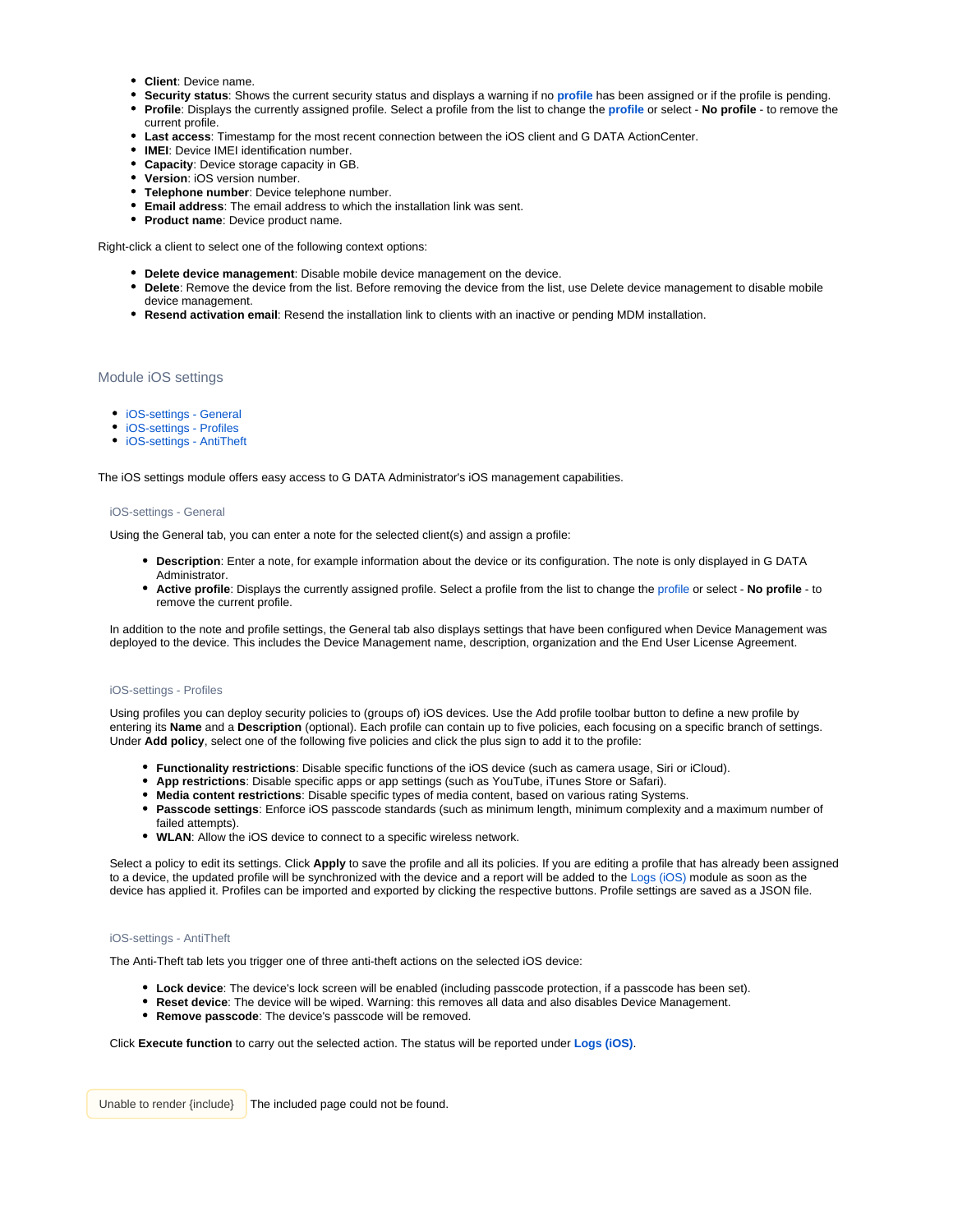- **Client**: Device name.
- **Security status**: Shows the current security status and displays a warning if no **profile** has been assigned or if the profile is pending.
- **Profile**: Displays the currently assigned profile. Select a profile from the list to change the **profile** or select - **No profile** - to remove the current profile.
- **Last access**: Timestamp for the most recent connection between the iOS client and G DATA ActionCenter.
- **IMEI**: Device IMEI identification number.
- **Capacity**: Device storage capacity in GB.
- **Version**: iOS version number.
- **Telephone number**: Device telephone number.
- **Email address**: The email address to which the installation link was sent.
- **Product name**: Device product name.

Right-click a client to select one of the following context options:

- **Delete device management**: Disable mobile device management on the device.
- **Delete**: Remove the device from the list. Before removing the device from the list, use Delete device management to disable mobile device management.
- **Resend activation email**: Resend the installation link to clients with an inactive or pending MDM installation.

## Module iOS settings

- iOS-settings - General
- iOS-settings - Profiles
- iOS-settings - AntiTheft

The iOS settings module offers easy access to G DATA Administrator's iOS management capabilities.

### iOS-settings - General

Using the General tab, you can enter a note for the selected client(s) and assign a profile:

- **Description**: Enter a note, for example information about the device or its configuration. The note is only displayed in G DATA Administrator.
- **Active profile**: Displays the currently assigned profile. Select a profile from the list to change the profile or select - **No profile** - to remove the current profile.

In addition to the note and profile settings, the General tab also displays settings that have been configured when Device Management was deployed to the device. This includes the Device Management name, description, organization and the End User License Agreement.

### iOS-settings - Profiles

Using profiles you can deploy security policies to (groups of) iOS devices. Use the Add profile toolbar button to define a new profile by entering its **Name** and a **Description** (optional). Each profile can contain up to five policies, each focusing on a specific branch of settings. Under **Add policy**, select one of the following five policies and click the plus sign to add it to the profile:

- **Functionality restrictions**: Disable specific functions of the iOS device (such as camera usage, Siri or iCloud).
- **App restrictions**: Disable specific apps or app settings (such as YouTube, iTunes Store or Safari).
- **Media content restrictions**: Disable specific types of media content, based on various rating Systems.
- **Passcode settings**: Enforce iOS passcode standards (such as minimum length, minimum complexity and a maximum number of failed attempts).
- **WLAN**: Allow the iOS device to connect to a specific wireless network.

Select a policy to edit its settings. Click **Apply** to save the profile and all its policies. If you are editing a profile that has already been assigned to a device, the updated profile will be synchronized with the device and a report will be added to the Logs (iOS) module as soon as the device has applied it. Profiles can be imported and exported by clicking the respective buttons. Profile settings are saved as a JSON file.

### iOS-settings - AntiTheft

The Anti-Theft tab lets you trigger one of three anti-theft actions on the selected iOS device:

- **Lock device**: The device's lock screen will be enabled (including passcode protection, if a passcode has been set).
- **Reset device**: The device will be wiped. Warning: this removes all data and also disables Device Management.
- **Remove passcode**: The device's passcode will be removed.

Click **Execute function** to carry out the selected action. The status will be reported under **Logs (iOS)**.

Unable to render {include} The included page could not be found.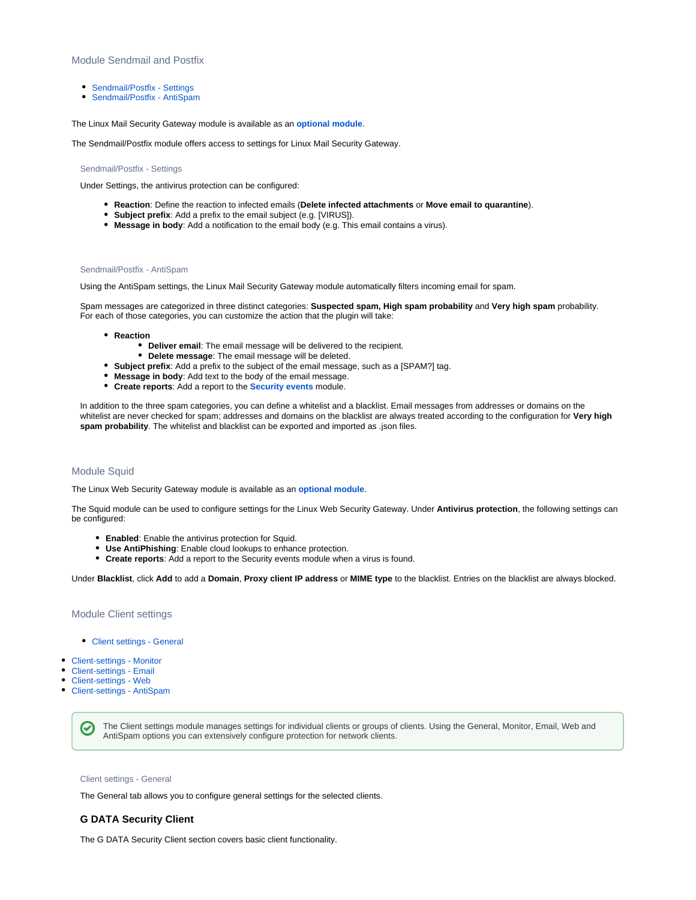## Module Sendmail and Postfix

- Sendmail/Postfix - Settings
- Sendmail/Postfix - AntiSpam

The Linux Mail Security Gateway module is available as an **optional module**.

The Sendmail/Postfix module offers access to settings for Linux Mail Security Gateway.

### Sendmail/Postfix - Settings

Under Settings, the antivirus protection can be configured:

- **Reaction**: Define the reaction to infected emails (**Delete infected attachments** or **Move email to quarantine**).
- **Subject prefix**: Add a prefix to the email subject (e.g. [VIRUS]).
- **Message in body**: Add a notification to the email body (e.g. This email contains a virus).

### Sendmail/Postfix - AntiSpam

Using the AntiSpam settings, the Linux Mail Security Gateway module automatically filters incoming email for spam.

Spam messages are categorized in three distinct categories: **Suspected spam, High spam probability** and **Very high spam** probability. For each of those categories, you can customize the action that the plugin will take:

- **Reaction**
  - **Deliver email**: The email message will be delivered to the recipient.
  - **Delete message**: The email message will be deleted.
- **Subject prefix**: Add a prefix to the subject of the email message, such as a [SPAM?] tag.
- **Message in body**: Add text to the body of the email message.
- **Create reports**: Add a report to the **Security events** module.

In addition to the three spam categories, you can define a whitelist and a blacklist. Email messages from addresses or domains on the whitelist are never checked for spam; addresses and domains on the blacklist are always treated according to the configuration for **Very high spam probability**. The whitelist and blacklist can be exported and imported as .json files.

## Module Squid

The Linux Web Security Gateway module is available as an **optional module**.

The Squid module can be used to configure settings for the Linux Web Security Gateway. Under **Antivirus protection**, the following settings can be configured:

- **Enabled**: Enable the antivirus protection for Squid.
- **Use AntiPhishing**: Enable cloud lookups to enhance protection.
- **Create reports**: Add a report to the Security events module when a virus is found.

Under **Blacklist**, click **Add** to add a **Domain**, **Proxy client IP address** or **MIME type** to the blacklist. Entries on the blacklist are always blocked.

## Module Client settings

- Client settings - General
- Client-settings - Monitor
- Client-settings - Email
- Client-settings - Web
- Client-settings - AntiSpam

> The Client settings module manages settings for individual clients or groups of clients. Using the General, Monitor, Email, Web and AntiSpam options you can extensively configure protection for network clients.

### Client settings - General

The General tab allows you to configure general settings for the selected clients.

#### G DATA Security Client

The G DATA Security Client section covers basic client functionality.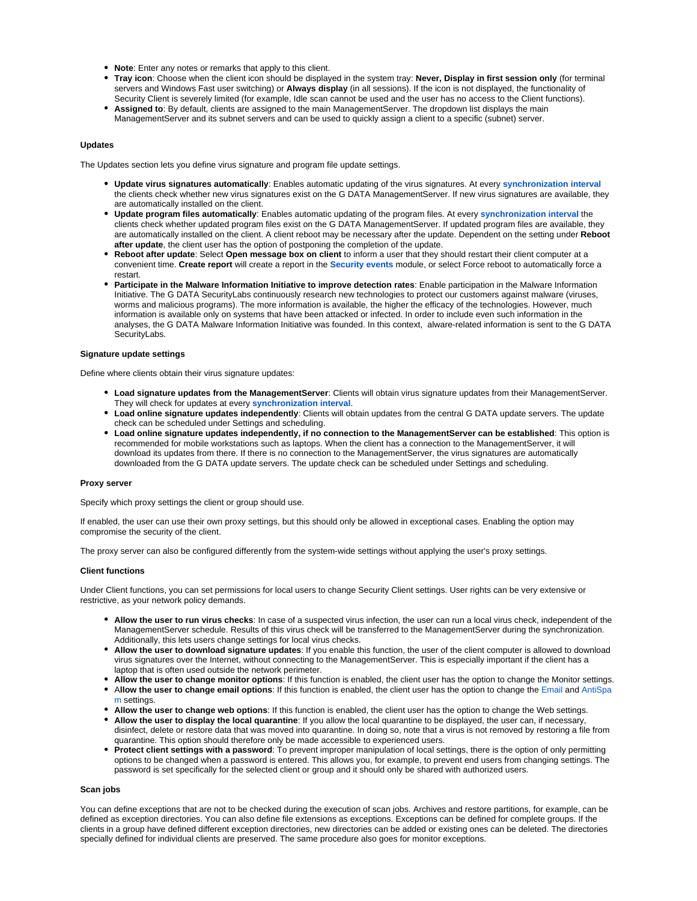- **Note**: Enter any notes or remarks that apply to this client.
- **Tray icon**: Choose when the client icon should be displayed in the system tray: **Never, Display in first session only** (for terminal servers and Windows Fast user switching) or **Always display** (in all sessions). If the icon is not displayed, the functionality of Security Client is severely limited (for example, Idle scan cannot be used and the user has no access to the Client functions).
- **Assigned to**: By default, clients are assigned to the main ManagementServer. The dropdown list displays the main ManagementServer and its subnet servers and can be used to quickly assign a client to a specific (subnet) server.

#### Updates

The Updates section lets you define virus signature and program file update settings.

- **Update virus signatures automatically**: Enables automatic updating of the virus signatures. At every **synchronization interval** the clients check whether new virus signatures exist on the G DATA ManagementServer. If new virus signatures are available, they are automatically installed on the client.
- **Update program files automatically**: Enables automatic updating of the program files. At every **synchronization interval** the clients check whether updated program files exist on the G DATA ManagementServer. If updated program files are available, they are automatically installed on the client. A client reboot may be necessary after the update. Dependent on the setting under **Reboot after update**, the client user has the option of postponing the completion of the update.
- **Reboot after update**: Select **Open message box on client** to inform a user that they should restart their client computer at a convenient time. **Create report** will create a report in the **Security events** module, or select Force reboot to automatically force a restart.
- **Participate in the Malware Information Initiative to improve detection rates**: Enable participation in the Malware Information Initiative. The G DATA SecurityLabs continuously research new technologies to protect our customers against malware (viruses, worms and malicious programs). The more information is available, the higher the efficacy of the technologies. However, much information is available only on systems that have been attacked or infected. In order to include even such information in the analyses, the G DATA Malware Information Initiative was founded. In this context,  alware-related information is sent to the G DATA SecurityLabs.

#### Signature update settings

Define where clients obtain their virus signature updates:

- **Load signature updates from the ManagementServer**: Clients will obtain virus signature updates from their ManagementServer. They will check for updates at every **synchronization interval**.
- **Load online signature updates independently**: Clients will obtain updates from the central G DATA update servers. The update check can be scheduled under Settings and scheduling.
- **Load online signature updates independently, if no connection to the ManagementServer can be established**: This option is recommended for mobile workstations such as laptops. When the client has a connection to the ManagementServer, it will download its updates from there. If there is no connection to the ManagementServer, the virus signatures are automatically downloaded from the G DATA update servers. The update check can be scheduled under Settings and scheduling.

#### Proxy server

Specify which proxy settings the client or group should use.

If enabled, the user can use their own proxy settings, but this should only be allowed in exceptional cases. Enabling the option may compromise the security of the client.

The proxy server can also be configured differently from the system-wide settings without applying the user's proxy settings.

#### Client functions

Under Client functions, you can set permissions for local users to change Security Client settings. User rights can be very extensive or restrictive, as your network policy demands.

- **Allow the user to run virus checks**: In case of a suspected virus infection, the user can run a local virus check, independent of the ManagementServer schedule. Results of this virus check will be transferred to the ManagementServer during the synchronization. Additionally, this lets users change settings for local virus checks.
- **Allow the user to download signature updates**: If you enable this function, the user of the client computer is allowed to download virus signatures over the Internet, without connecting to the ManagementServer. This is especially important if the client has a laptop that is often used outside the network perimeter.
- **Allow the user to change monitor options**: If this function is enabled, the client user has the option to change the Monitor settings.
- **Allow the user to change email options**: If this function is enabled, the client user has the option to change the Email and AntiSpam settings.
- **Allow the user to change web options**: If this function is enabled, the client user has the option to change the Web settings.
- **Allow the user to display the local quarantine**: If you allow the local quarantine to be displayed, the user can, if necessary, disinfect, delete or restore data that was moved into quarantine. In doing so, note that a virus is not removed by restoring a file from quarantine. This option should therefore only be made accessible to experienced users.
- **Protect client settings with a password**: To prevent improper manipulation of local settings, there is the option of only permitting options to be changed when a password is entered. This allows you, for example, to prevent end users from changing settings. The password is set specifically for the selected client or group and it should only be shared with authorized users.

#### Scan jobs

You can define exceptions that are not to be checked during the execution of scan jobs. Archives and restore partitions, for example, can be defined as exception directories. You can also define file extensions as exceptions. Exceptions can be defined for complete groups. If the clients in a group have defined different exception directories, new directories can be added or existing ones can be deleted. The directories specially defined for individual clients are preserved. The same procedure also goes for monitor exceptions.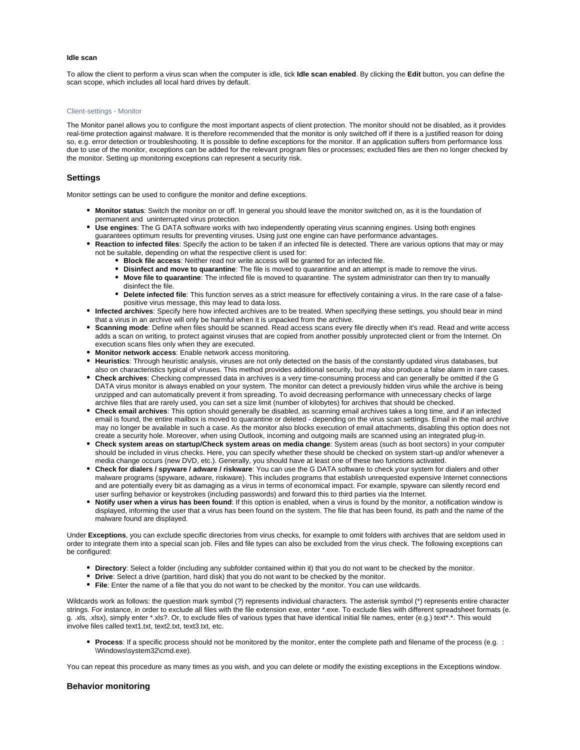**Idle scan**

To allow the client to perform a virus scan when the computer is idle, tick **Idle scan enabled**. By clicking the **Edit** button, you can define the scan scope, which includes all local hard drives by default.

Client-settings - Monitor

The Monitor panel allows you to configure the most important aspects of client protection. The monitor should not be disabled, as it provides real-time protection against malware. It is therefore recommended that the monitor is only switched off if there is a justified reason for doing so, e.g. error detection or troubleshooting. It is possible to define exceptions for the monitor. If an application suffers from performance loss due to use of the monitor, exceptions can be added for the relevant program files or processes; excluded files are then no longer checked by the monitor. Setting up monitoring exceptions can represent a security risk.

## Settings

Monitor settings can be used to configure the monitor and define exceptions.

- **Monitor status**: Switch the monitor on or off. In general you should leave the monitor switched on, as it is the foundation of permanent and uninterrupted virus protection.
- **Use engines**: The G DATA software works with two independently operating virus scanning engines. Using both engines guarantees optimum results for preventing viruses. Using just one engine can have performance advantages.
- **Reaction to infected files**: Specify the action to be taken if an infected file is detected. There are various options that may or may not be suitable, depending on what the respective client is used for:
  - **Block file access**: Neither read nor write access will be granted for an infected file.
  - **Disinfect and move to quarantine**: The file is moved to quarantine and an attempt is made to remove the virus.
  - **Move file to quarantine**: The infected file is moved to quarantine. The system administrator can then try to manually disinfect the file.
  - **Delete infected file**: This function serves as a strict measure for effectively containing a virus. In the rare case of a false-positive virus message, this may lead to data loss.
- **Infected archives**: Specify here how infected archives are to be treated. When specifying these settings, you should bear in mind that a virus in an archive will only be harmful when it is unpacked from the archive.
- **Scanning mode**: Define when files should be scanned. Read access scans every file directly when it's read. Read and write access adds a scan on writing, to protect against viruses that are copied from another possibly unprotected client or from the Internet. On execution scans files only when they are executed.
- **Monitor network access**: Enable network access monitoring.
- **Heuristics**: Through heuristic analysis, viruses are not only detected on the basis of the constantly updated virus databases, but also on characteristics typical of viruses. This method provides additional security, but may also produce a false alarm in rare cases.
- **Check archives**: Checking compressed data in archives is a very time-consuming process and can generally be omitted if the G DATA virus monitor is always enabled on your system. The monitor can detect a previously hidden virus while the archive is being unzipped and can automatically prevent it from spreading. To avoid decreasing performance with unnecessary checks of large archive files that are rarely used, you can set a size limit (number of kilobytes) for archives that should be checked.
- **Check email archives**: This option should generally be disabled, as scanning email archives takes a long time, and if an infected email is found, the entire mailbox is moved to quarantine or deleted - depending on the virus scan settings. Email in the mail archive may no longer be available in such a case. As the monitor also blocks execution of email attachments, disabling this option does not create a security hole. Moreover, when using Outlook, incoming and outgoing mails are scanned using an integrated plug-in.
- **Check system areas on startup/Check system areas on media change**: System areas (such as boot sectors) in your computer should be included in virus checks. Here, you can specify whether these should be checked on system start-up and/or whenever a media change occurs (new DVD, etc.). Generally, you should have at least one of these two functions activated.
- **Check for dialers / spyware / adware / riskware**: You can use the G DATA software to check your system for dialers and other malware programs (spyware, adware, riskware). This includes programs that establish unrequested expensive Internet connections and are potentially every bit as damaging as a virus in terms of economical impact. For example, spyware can silently record end user surfing behavior or keystrokes (including passwords) and forward this to third parties via the Internet.
- **Notify user when a virus has been found**: If this option is enabled, when a virus is found by the monitor, a notification window is displayed, informing the user that a virus has been found on the system. The file that has been found, its path and the name of the malware found are displayed.

Under **Exceptions**, you can exclude specific directories from virus checks, for example to omit folders with archives that are seldom used in order to integrate them into a special scan job. Files and file types can also be excluded from the virus check. The following exceptions can be configured:

- **Directory**: Select a folder (including any subfolder contained within it) that you do not want to be checked by the monitor.
- **Drive**: Select a drive (partition, hard disk) that you do not want to be checked by the monitor.
- **File**: Enter the name of a file that you do not want to be checked by the monitor. You can use wildcards.

Wildcards work as follows: the question mark symbol (?) represents individual characters. The asterisk symbol (*) represents entire character strings. For instance, in order to exclude all files with the file extension exe, enter *.exe. To exclude files with different spreadsheet formats (e.g. .xls, .xlsx), simply enter *.xls?. Or, to exclude files of various types that have identical initial file names, enter (e.g.) text*.*. This would involve files called text1.txt, text2.txt, text3.txt, etc.

- **Process**: If a specific process should not be monitored by the monitor, enter the complete path and filename of the process (e.g. :\Windows\system32\cmd.exe).

You can repeat this procedure as many times as you wish, and you can delete or modify the existing exceptions in the Exceptions window.

## Behavior monitoring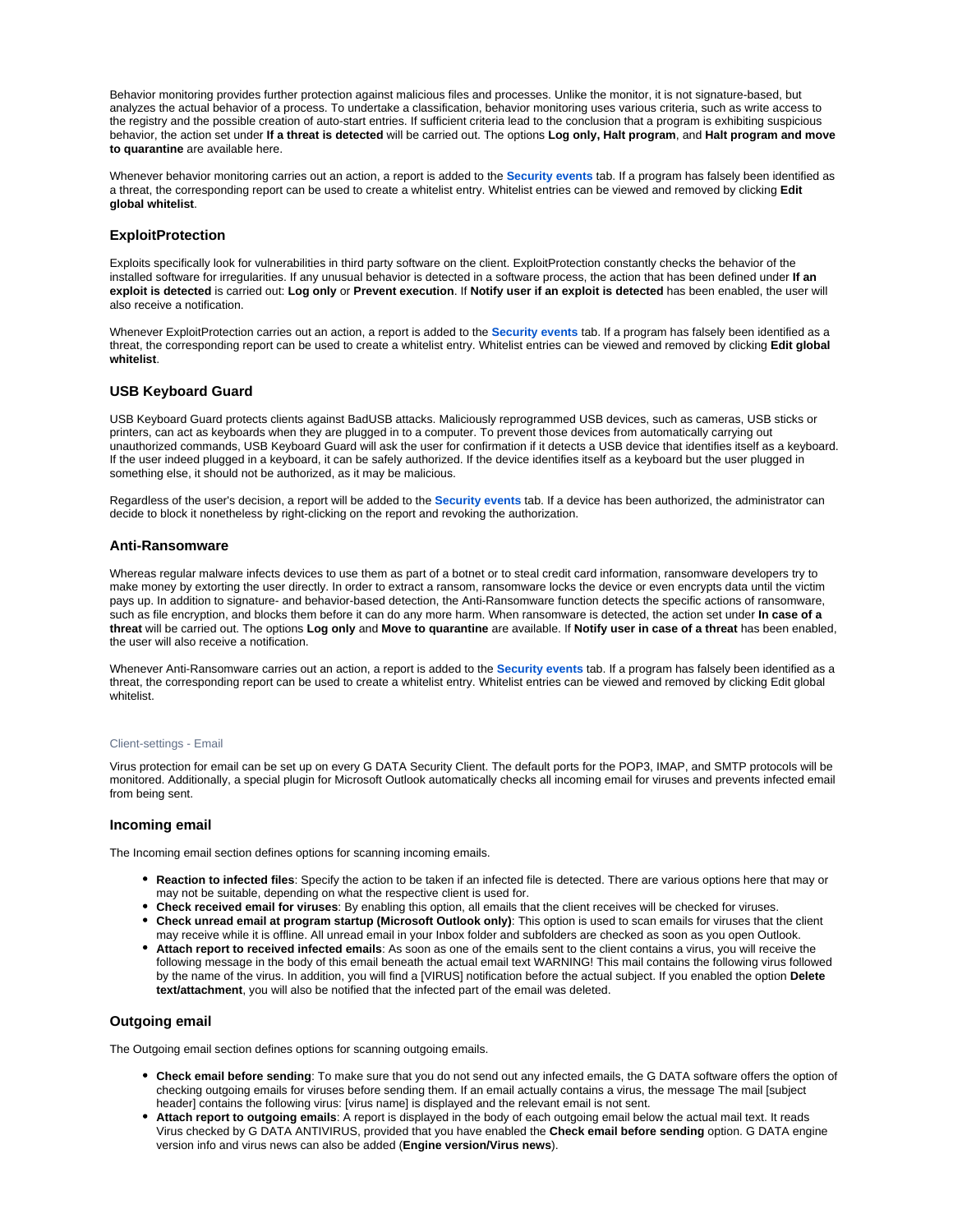Behavior monitoring provides further protection against malicious files and processes. Unlike the monitor, it is not signature-based, but analyzes the actual behavior of a process. To undertake a classification, behavior monitoring uses various criteria, such as write access to the registry and the possible creation of auto-start entries. If sufficient criteria lead to the conclusion that a program is exhibiting suspicious behavior, the action set under **If a threat is detected** will be carried out. The options **Log only, Halt program**, and **Halt program and move to quarantine** are available here.

Whenever behavior monitoring carries out an action, a report is added to the **Security events** tab. If a program has falsely been identified as a threat, the corresponding report can be used to create a whitelist entry. Whitelist entries can be viewed and removed by clicking **Edit global whitelist**.

### ExploitProtection

Exploits specifically look for vulnerabilities in third party software on the client. ExploitProtection constantly checks the behavior of the installed software for irregularities. If any unusual behavior is detected in a software process, the action that has been defined under **If an exploit is detected** is carried out: **Log only** or **Prevent execution**. If **Notify user if an exploit is detected** has been enabled, the user will also receive a notification.

Whenever ExploitProtection carries out an action, a report is added to the **Security events** tab. If a program has falsely been identified as a threat, the corresponding report can be used to create a whitelist entry. Whitelist entries can be viewed and removed by clicking **Edit global whitelist**.

### USB Keyboard Guard

USB Keyboard Guard protects clients against BadUSB attacks. Maliciously reprogrammed USB devices, such as cameras, USB sticks or printers, can act as keyboards when they are plugged in to a computer. To prevent those devices from automatically carrying out unauthorized commands, USB Keyboard Guard will ask the user for confirmation if it detects a USB device that identifies itself as a keyboard. If the user indeed plugged in a keyboard, it can be safely authorized. If the device identifies itself as a keyboard but the user plugged in something else, it should not be authorized, as it may be malicious.

Regardless of the user's decision, a report will be added to the **Security events** tab. If a device has been authorized, the administrator can decide to block it nonetheless by right-clicking on the report and revoking the authorization.

### Anti-Ransomware

Whereas regular malware infects devices to use them as part of a botnet or to steal credit card information, ransomware developers try to make money by extorting the user directly. In order to extract a ransom, ransomware locks the device or even encrypts data until the victim pays up. In addition to signature- and behavior-based detection, the Anti-Ransomware function detects the specific actions of ransomware, such as file encryption, and blocks them before it can do any more harm. When ransomware is detected, the action set under **In case of a threat** will be carried out. The options **Log only** and **Move to quarantine** are available. If **Notify user in case of a threat** has been enabled, the user will also receive a notification.

Whenever Anti-Ransomware carries out an action, a report is added to the **Security events** tab. If a program has falsely been identified as a threat, the corresponding report can be used to create a whitelist entry. Whitelist entries can be viewed and removed by clicking Edit global whitelist.

Client-settings - Email

Virus protection for email can be set up on every G DATA Security Client. The default ports for the POP3, IMAP, and SMTP protocols will be monitored. Additionally, a special plugin for Microsoft Outlook automatically checks all incoming email for viruses and prevents infected email from being sent.

### Incoming email

The Incoming email section defines options for scanning incoming emails.

- **Reaction to infected files**: Specify the action to be taken if an infected file is detected. There are various options here that may or may not be suitable, depending on what the respective client is used for.
- **Check received email for viruses**: By enabling this option, all emails that the client receives will be checked for viruses.
- **Check unread email at program startup (Microsoft Outlook only)**: This option is used to scan emails for viruses that the client may receive while it is offline. All unread email in your Inbox folder and subfolders are checked as soon as you open Outlook.
- **Attach report to received infected emails**: As soon as one of the emails sent to the client contains a virus, you will receive the following message in the body of this email beneath the actual email text WARNING! This mail contains the following virus followed by the name of the virus. In addition, you will find a [VIRUS] notification before the actual subject. If you enabled the option **Delete text/attachment**, you will also be notified that the infected part of the email was deleted.

### Outgoing email

The Outgoing email section defines options for scanning outgoing emails.

- **Check email before sending**: To make sure that you do not send out any infected emails, the G DATA software offers the option of checking outgoing emails for viruses before sending them. If an email actually contains a virus, the message The mail [subject header] contains the following virus: [virus name] is displayed and the relevant email is not sent.
- **Attach report to outgoing emails**: A report is displayed in the body of each outgoing email below the actual mail text. It reads Virus checked by G DATA ANTIVIRUS, provided that you have enabled the **Check email before sending** option. G DATA engine version info and virus news can also be added (**Engine version/Virus news**).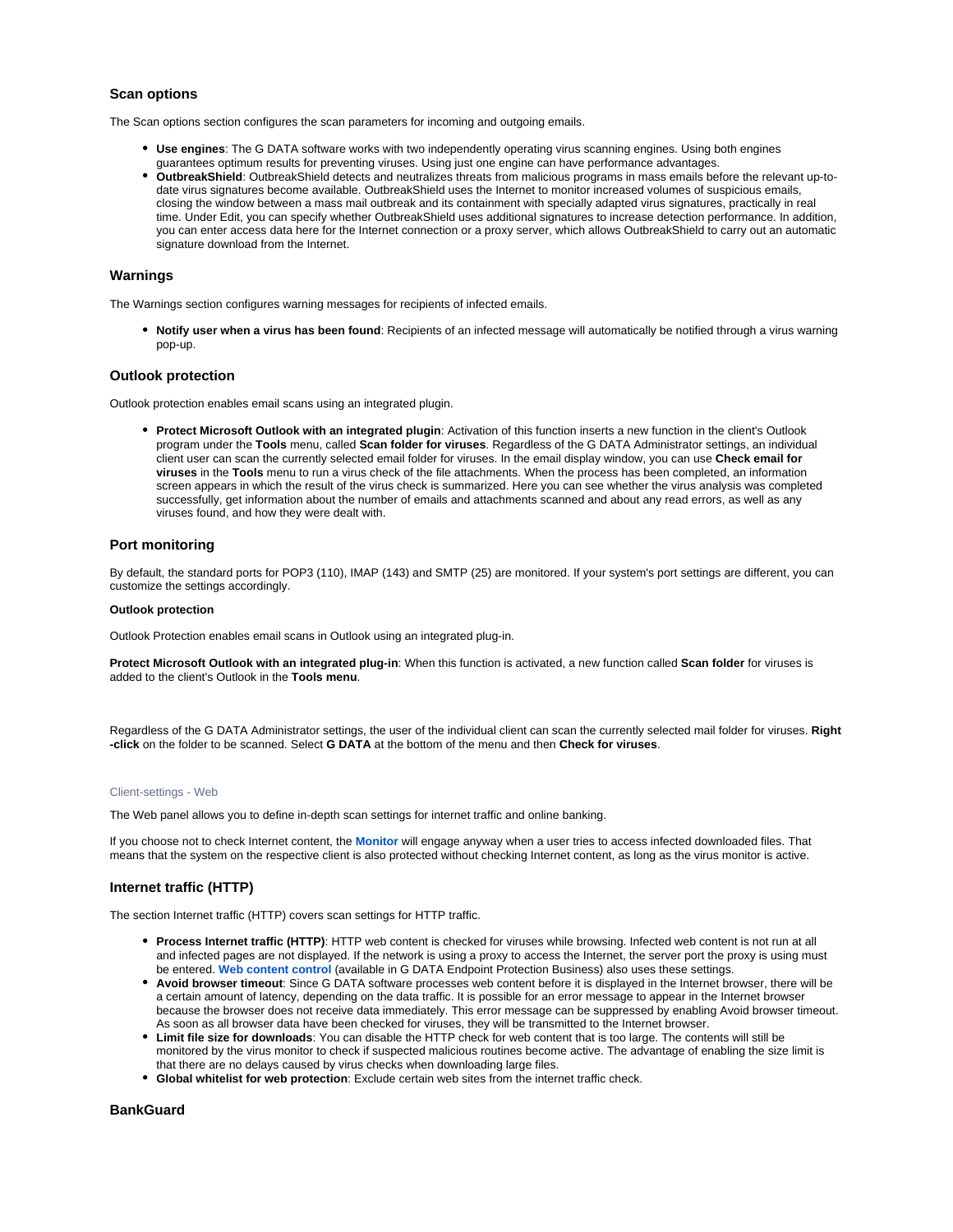### Scan options

The Scan options section configures the scan parameters for incoming and outgoing emails.

- **Use engines**: The G DATA software works with two independently operating virus scanning engines. Using both engines guarantees optimum results for preventing viruses. Using just one engine can have performance advantages.
- **OutbreakShield**: OutbreakShield detects and neutralizes threats from malicious programs in mass emails before the relevant up-to-date virus signatures become available. OutbreakShield uses the Internet to monitor increased volumes of suspicious emails, closing the window between a mass mail outbreak and its containment with specially adapted virus signatures, practically in real time. Under Edit, you can specify whether OutbreakShield uses additional signatures to increase detection performance. In addition, you can enter access data here for the Internet connection or a proxy server, which allows OutbreakShield to carry out an automatic signature download from the Internet.

### Warnings

The Warnings section configures warning messages for recipients of infected emails.

- **Notify user when a virus has been found**: Recipients of an infected message will automatically be notified through a virus warning pop-up.

### Outlook protection

Outlook protection enables email scans using an integrated plugin.

- **Protect Microsoft Outlook with an integrated plugin**: Activation of this function inserts a new function in the client's Outlook program under the **Tools** menu, called **Scan folder for viruses**. Regardless of the G DATA Administrator settings, an individual client user can scan the currently selected email folder for viruses. In the email display window, you can use **Check email for viruses** in the **Tools** menu to run a virus check of the file attachments. When the process has been completed, an information screen appears in which the result of the virus check is summarized. Here you can see whether the virus analysis was completed successfully, get information about the number of emails and attachments scanned and about any read errors, as well as any viruses found, and how they were dealt with.

### Port monitoring

By default, the standard ports for POP3 (110), IMAP (143) and SMTP (25) are monitored. If your system's port settings are different, you can customize the settings accordingly.

**Outlook protection**

Outlook Protection enables email scans in Outlook using an integrated plug-in.

**Protect Microsoft Outlook with an integrated plug-in**: When this function is activated, a new function called **Scan folder** for viruses is added to the client's Outlook in the **Tools menu**.

Regardless of the G DATA Administrator settings, the user of the individual client can scan the currently selected mail folder for viruses. **Right-click** on the folder to be scanned. Select **G DATA** at the bottom of the menu and then **Check for viruses**.

Client-settings - Web

The Web panel allows you to define in-depth scan settings for internet traffic and online banking.

If you choose not to check Internet content, the **Monitor** will engage anyway when a user tries to access infected downloaded files. That means that the system on the respective client is also protected without checking Internet content, as long as the virus monitor is active.

### Internet traffic (HTTP)

The section Internet traffic (HTTP) covers scan settings for HTTP traffic.

- **Process Internet traffic (HTTP)**: HTTP web content is checked for viruses while browsing. Infected web content is not run at all and infected pages are not displayed. If the network is using a proxy to access the Internet, the server port the proxy is using must be entered. **Web content control** (available in G DATA Endpoint Protection Business) also uses these settings.
- **Avoid browser timeout**: Since G DATA software processes web content before it is displayed in the Internet browser, there will be a certain amount of latency, depending on the data traffic. It is possible for an error message to appear in the Internet browser because the browser does not receive data immediately. This error message can be suppressed by enabling Avoid browser timeout. As soon as all browser data have been checked for viruses, they will be transmitted to the Internet browser.
- **Limit file size for downloads**: You can disable the HTTP check for web content that is too large. The contents will still be monitored by the virus monitor to check if suspected malicious routines become active. The advantage of enabling the size limit is that there are no delays caused by virus checks when downloading large files.
- **Global whitelist for web protection**: Exclude certain web sites from the internet traffic check.

### BankGuard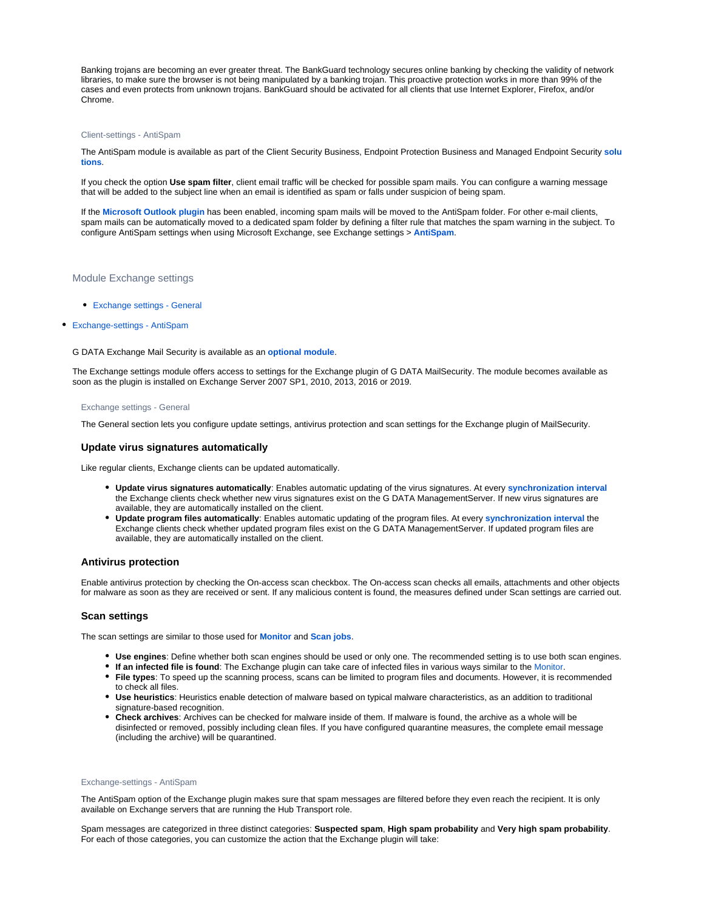Banking trojans are becoming an ever greater threat. The BankGuard technology secures online banking by checking the validity of network libraries, to make sure the browser is not being manipulated by a banking trojan. This proactive protection works in more than 99% of the cases and even protects from unknown trojans. BankGuard should be activated for all clients that use Internet Explorer, Firefox, and/or Chrome.

### Client-settings - AntiSpam

The AntiSpam module is available as part of the Client Security Business, Endpoint Protection Business and Managed Endpoint Security **solutions**.

If you check the option **Use spam filter**, client email traffic will be checked for possible spam mails. You can configure a warning message that will be added to the subject line when an email is identified as spam or falls under suspicion of being spam.

If the **Microsoft Outlook plugin** has been enabled, incoming spam mails will be moved to the AntiSpam folder. For other e-mail clients, spam mails can be automatically moved to a dedicated spam folder by defining a filter rule that matches the spam warning in the subject. To configure AntiSpam settings when using Microsoft Exchange, see Exchange settings > **AntiSpam**.

## Module Exchange settings

- Exchange settings - General
- Exchange-settings - AntiSpam

G DATA Exchange Mail Security is available as an **optional module**.

The Exchange settings module offers access to settings for the Exchange plugin of G DATA MailSecurity. The module becomes available as soon as the plugin is installed on Exchange Server 2007 SP1, 2010, 2013, 2016 or 2019.

### Exchange settings - General

The General section lets you configure update settings, antivirus protection and scan settings for the Exchange plugin of MailSecurity.

#### Update virus signatures automatically

Like regular clients, Exchange clients can be updated automatically.

- **Update virus signatures automatically**: Enables automatic updating of the virus signatures. At every **synchronization interval** the Exchange clients check whether new virus signatures exist on the G DATA ManagementServer. If new virus signatures are available, they are automatically installed on the client.
- **Update program files automatically**: Enables automatic updating of the program files. At every **synchronization interval** the Exchange clients check whether updated program files exist on the G DATA ManagementServer. If updated program files are available, they are automatically installed on the client.

#### Antivirus protection

Enable antivirus protection by checking the On-access scan checkbox. The On-access scan checks all emails, attachments and other objects for malware as soon as they are received or sent. If any malicious content is found, the measures defined under Scan settings are carried out.

#### Scan settings

The scan settings are similar to those used for **Monitor** and **Scan jobs**.

- **Use engines**: Define whether both scan engines should be used or only one. The recommended setting is to use both scan engines.
- **If an infected file is found**: The Exchange plugin can take care of infected files in various ways similar to the Monitor.
- **File types**: To speed up the scanning process, scans can be limited to program files and documents. However, it is recommended to check all files.
- **Use heuristics**: Heuristics enable detection of malware based on typical malware characteristics, as an addition to traditional signature-based recognition.
- **Check archives**: Archives can be checked for malware inside of them. If malware is found, the archive as a whole will be disinfected or removed, possibly including clean files. If you have configured quarantine measures, the complete email message (including the archive) will be quarantined.

### Exchange-settings - AntiSpam

The AntiSpam option of the Exchange plugin makes sure that spam messages are filtered before they even reach the recipient. It is only available on Exchange servers that are running the Hub Transport role.

Spam messages are categorized in three distinct categories: **Suspected spam**, **High spam probability** and **Very high spam probability**. For each of those categories, you can customize the action that the Exchange plugin will take: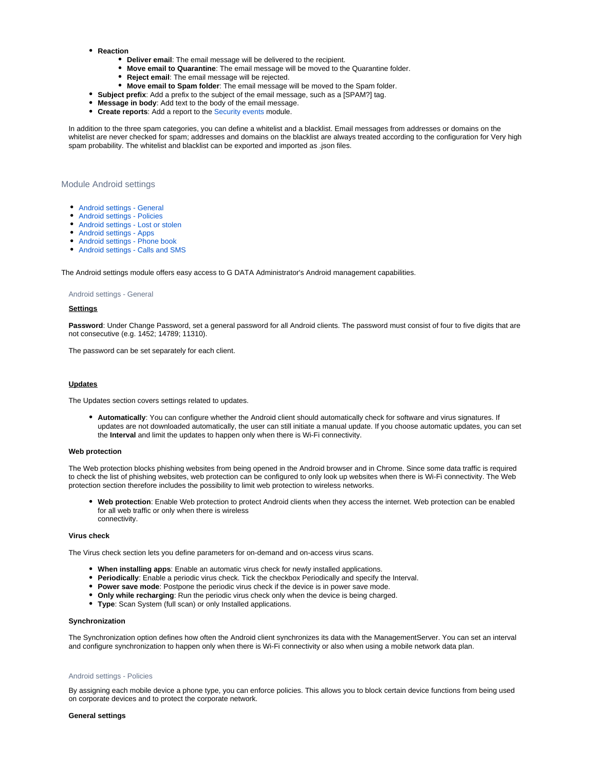- **Reaction**
    - **Deliver email**: The email message will be delivered to the recipient.
    - **Move email to Quarantine**: The email message will be moved to the Quarantine folder.
    - **Reject email**: The email message will be rejected.
    - **Move email to Spam folder**: The email message will be moved to the Spam folder.
- **Subject prefix**: Add a prefix to the subject of the email message, such as a [SPAM?] tag.
- **Message in body**: Add text to the body of the email message.
- **Create reports**: Add a report to the Security events module.

In addition to the three spam categories, you can define a whitelist and a blacklist. Email messages from addresses or domains on the whitelist are never checked for spam; addresses and domains on the blacklist are always treated according to the configuration for Very high spam probability. The whitelist and blacklist can be exported and imported as .json files.

## Module Android settings

- Android settings - General
- Android settings - Policies
- Android settings - Lost or stolen
- Android settings - Apps
- Android settings - Phone book
- Android settings - Calls and SMS

The Android settings module offers easy access to G DATA Administrator's Android management capabilities.

### Android settings - General

**Settings**

**Password**: Under Change Password, set a general password for all Android clients. The password must consist of four to five digits that are not consecutive (e.g. 1452; 14789; 11310).

The password can be set separately for each client.

**Updates**

The Updates section covers settings related to updates.

- **Automatically**: You can configure whether the Android client should automatically check for software and virus signatures. If updates are not downloaded automatically, the user can still initiate a manual update. If you choose automatic updates, you can set the **Interval** and limit the updates to happen only when there is Wi-Fi connectivity.

**Web protection**

The Web protection blocks phishing websites from being opened in the Android browser and in Chrome. Since some data traffic is required to check the list of phishing websites, web protection can be configured to only look up websites when there is Wi-Fi connectivity. The Web protection section therefore includes the possibility to limit web protection to wireless networks.

- **Web protection**: Enable Web protection to protect Android clients when they access the internet. Web protection can be enabled for all web traffic or only when there is wireless connectivity.

**Virus check**

The Virus check section lets you define parameters for on-demand and on-access virus scans.

- **When installing apps**: Enable an automatic virus check for newly installed applications.
- **Periodically**: Enable a periodic virus check. Tick the checkbox Periodically and specify the Interval.
- **Power save mode**: Postpone the periodic virus check if the device is in power save mode.
- **Only while recharging**: Run the periodic virus check only when the device is being charged.
- **Type**: Scan System (full scan) or only Installed applications.

**Synchronization**

The Synchronization option defines how often the Android client synchronizes its data with the ManagementServer. You can set an interval and configure synchronization to happen only when there is Wi-Fi connectivity or also when using a mobile network data plan.

### Android settings - Policies

By assigning each mobile device a phone type, you can enforce policies. This allows you to block certain device functions from being used on corporate devices and to protect the corporate network.

**General settings**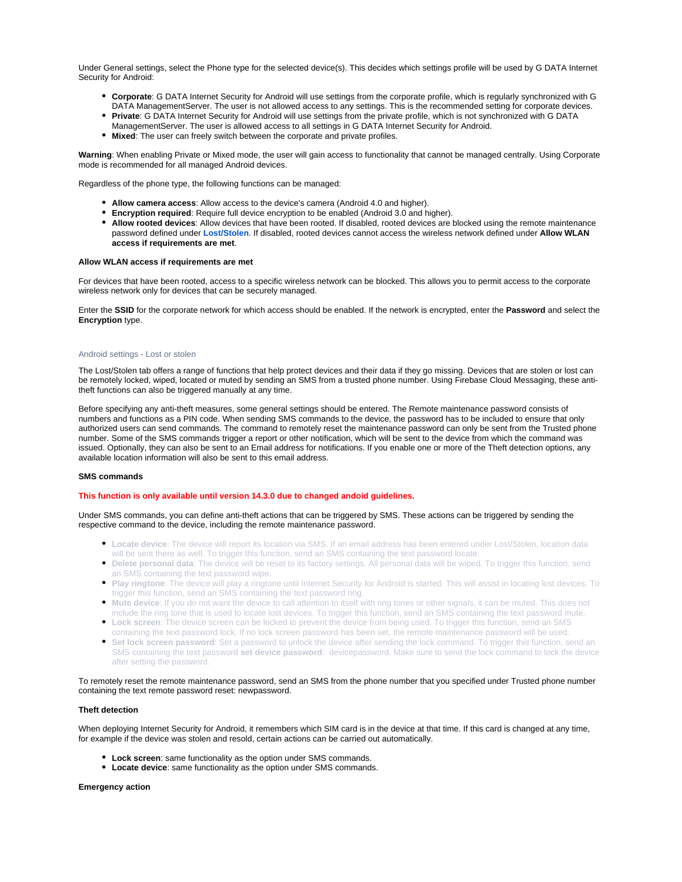Under General settings, select the Phone type for the selected device(s). This decides which settings profile will be used by G DATA Internet Security for Android:

- **Corporate**: G DATA Internet Security for Android will use settings from the corporate profile, which is regularly synchronized with G DATA ManagementServer. The user is not allowed access to any settings. This is the recommended setting for corporate devices.
- **Private**: G DATA Internet Security for Android will use settings from the private profile, which is not synchronized with G DATA ManagementServer. The user is allowed access to all settings in G DATA Internet Security for Android.
- **Mixed**: The user can freely switch between the corporate and private profiles.

**Warning**: When enabling Private or Mixed mode, the user will gain access to functionality that cannot be managed centrally. Using Corporate mode is recommended for all managed Android devices.

Regardless of the phone type, the following functions can be managed:

- **Allow camera access**: Allow access to the device's camera (Android 4.0 and higher).
- **Encryption required**: Require full device encryption to be enabled (Android 3.0 and higher).
- **Allow rooted devices**: Allow devices that have been rooted. If disabled, rooted devices are blocked using the remote maintenance password defined under **Lost/Stolen**. If disabled, rooted devices cannot access the wireless network defined under **Allow WLAN access if requirements are met**.

**Allow WLAN access if requirements are met**

For devices that have been rooted, access to a specific wireless network can be blocked. This allows you to permit access to the corporate wireless network only for devices that can be securely managed.

Enter the **SSID** for the corporate network for which access should be enabled. If the network is encrypted, enter the **Password** and select the **Encryption** type.

## Android settings - Lost or stolen

The Lost/Stolen tab offers a range of functions that help protect devices and their data if they go missing. Devices that are stolen or lost can be remotely locked, wiped, located or muted by sending an SMS from a trusted phone number. Using Firebase Cloud Messaging, these anti-theft functions can also be triggered manually at any time.

Before specifying any anti-theft measures, some general settings should be entered. The Remote maintenance password consists of numbers and functions as a PIN code. When sending SMS commands to the device, the password has to be included to ensure that only authorized users can send commands. The command to remotely reset the maintenance password can only be sent from the Trusted phone number. Some of the SMS commands trigger a report or other notification, which will be sent to the device from which the command was issued. Optionally, they can also be sent to an Email address for notifications. If you enable one or more of the Theft detection options, any available location information will also be sent to this email address.

**SMS commands**

**This function is only available until version 14.3.0 due to changed andoid guidelines.**

Under SMS commands, you can define anti-theft actions that can be triggered by SMS. These actions can be triggered by sending the respective command to the device, including the remote maintenance password.

- **Locate device**: The device will report its location via SMS. If an email address has been entered under Lost/Stolen, location data will be sent there as well. To trigger this function, send an SMS containing the text password locate.
- **Delete personal data**: The device will be reset to its factory settings. All personal data will be wiped. To trigger this function, send an SMS containing the text password wipe.
- **Play ringtone**: The device will play a ringtone until Internet Security for Android is started. This will assist in locating lost devices. To trigger this function, send an SMS containing the text password ring.
- **Mute device**: If you do not want the device to call attention to itself with ring tones or other signals, it can be muted. This does not include the ring tone that is used to locate lost devices. To trigger this function, send an SMS containing the text password mute.
- **Lock screen**: The device screen can be locked to prevent the device from being used. To trigger this function, send an SMS containing the text password lock. If no lock screen password has been set, the remote maintenance password will be used.
- **Set lock screen password**: Set a password to unlock the device after sending the lock command. To trigger this function, send an SMS containing the text password **set device password**: devicepassword. Make sure to send the lock command to lock the device after setting the password.

To remotely reset the remote maintenance password, send an SMS from the phone number that you specified under Trusted phone number containing the text remote password reset: newpassword.

**Theft detection**

When deploying Internet Security for Android, it remembers which SIM card is in the device at that time. If this card is changed at any time, for example if the device was stolen and resold, certain actions can be carried out automatically.

- **Lock screen**: same functionality as the option under SMS commands.
- **Locate device**: same functionality as the option under SMS commands.

**Emergency action**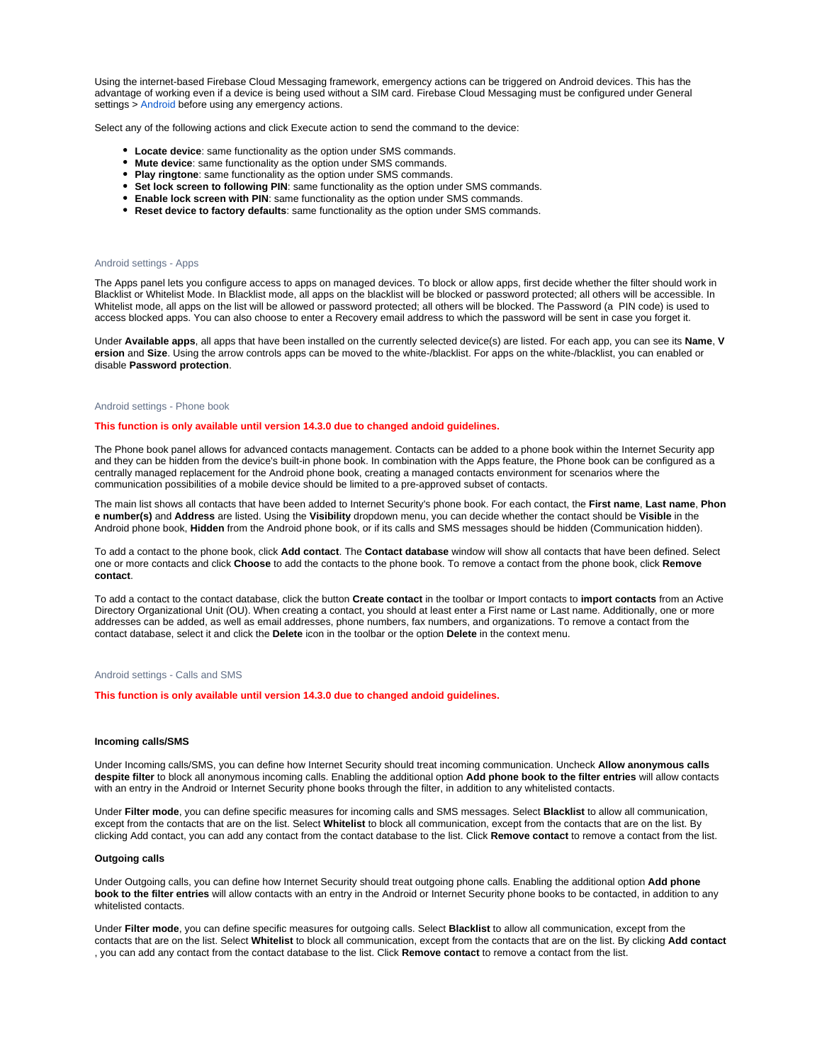Using the internet-based Firebase Cloud Messaging framework, emergency actions can be triggered on Android devices. This has the advantage of working even if a device is being used without a SIM card. Firebase Cloud Messaging must be configured under General settings > Android before using any emergency actions.

Select any of the following actions and click Execute action to send the command to the device:

- **Locate device**: same functionality as the option under SMS commands.
- **Mute device**: same functionality as the option under SMS commands.
- **Play ringtone**: same functionality as the option under SMS commands.
- **Set lock screen to following PIN**: same functionality as the option under SMS commands.
- **Enable lock screen with PIN**: same functionality as the option under SMS commands.
- **Reset device to factory defaults**: same functionality as the option under SMS commands.

## Android settings - Apps

The Apps panel lets you configure access to apps on managed devices. To block or allow apps, first decide whether the filter should work in Blacklist or Whitelist Mode. In Blacklist mode, all apps on the blacklist will be blocked or password protected; all others will be accessible. In Whitelist mode, all apps on the list will be allowed or password protected; all others will be blocked. The Password (a PIN code) is used to access blocked apps. You can also choose to enter a Recovery email address to which the password will be sent in case you forget it.

Under **Available apps**, all apps that have been installed on the currently selected device(s) are listed. For each app, you can see its **Name**, **Version** and **Size**. Using the arrow controls apps can be moved to the white-/blacklist. For apps on the white-/blacklist, you can enabled or disable **Password protection**.

## Android settings - Phone book

**This function is only available until version 14.3.0 due to changed andoid guidelines.**

The Phone book panel allows for advanced contacts management. Contacts can be added to a phone book within the Internet Security app and they can be hidden from the device's built-in phone book. In combination with the Apps feature, the Phone book can be configured as a centrally managed replacement for the Android phone book, creating a managed contacts environment for scenarios where the communication possibilities of a mobile device should be limited to a pre-approved subset of contacts.

The main list shows all contacts that have been added to Internet Security's phone book. For each contact, the **First name**, **Last name**, **Phone number(s)** and **Address** are listed. Using the **Visibility** dropdown menu, you can decide whether the contact should be **Visible** in the Android phone book, **Hidden** from the Android phone book, or if its calls and SMS messages should be hidden (Communication hidden).

To add a contact to the phone book, click **Add contact**. The **Contact database** window will show all contacts that have been defined. Select one or more contacts and click **Choose** to add the contacts to the phone book. To remove a contact from the phone book, click **Remove contact**.

To add a contact to the contact database, click the button **Create contact** in the toolbar or Import contacts to **import contacts** from an Active Directory Organizational Unit (OU). When creating a contact, you should at least enter a First name or Last name. Additionally, one or more addresses can be added, as well as email addresses, phone numbers, fax numbers, and organizations. To remove a contact from the contact database, select it and click the **Delete** icon in the toolbar or the option **Delete** in the context menu.

## Android settings - Calls and SMS

**This function is only available until version 14.3.0 due to changed andoid guidelines.**

### Incoming calls/SMS

Under Incoming calls/SMS, you can define how Internet Security should treat incoming communication. Uncheck **Allow anonymous calls despite filter** to block all anonymous incoming calls. Enabling the additional option **Add phone book to the filter entries** will allow contacts with an entry in the Android or Internet Security phone books through the filter, in addition to any whitelisted contacts.

Under **Filter mode**, you can define specific measures for incoming calls and SMS messages. Select **Blacklist** to allow all communication, except from the contacts that are on the list. Select **Whitelist** to block all communication, except from the contacts that are on the list. By clicking Add contact, you can add any contact from the contact database to the list. Click **Remove contact** to remove a contact from the list.

### Outgoing calls

Under Outgoing calls, you can define how Internet Security should treat outgoing phone calls. Enabling the additional option **Add phone book to the filter entries** will allow contacts with an entry in the Android or Internet Security phone books to be contacted, in addition to any whitelisted contacts.

Under **Filter mode**, you can define specific measures for outgoing calls. Select **Blacklist** to allow all communication, except from the contacts that are on the list. Select **Whitelist** to block all communication, except from the contacts that are on the list. By clicking **Add contact**, you can add any contact from the contact database to the list. Click **Remove contact** to remove a contact from the list.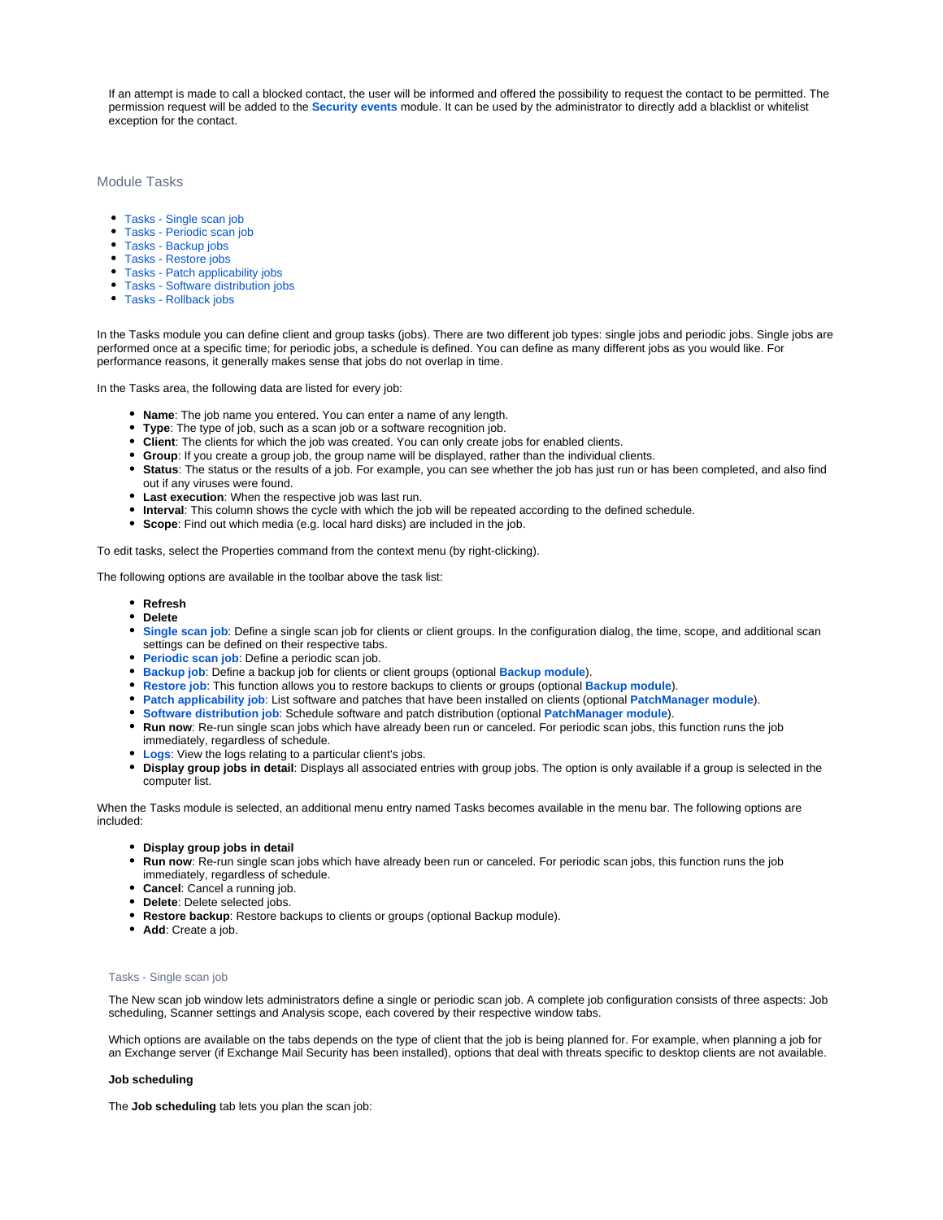If an attempt is made to call a blocked contact, the user will be informed and offered the possibility to request the contact to be permitted. The permission request will be added to the **Security events** module. It can be used by the administrator to directly add a blacklist or whitelist exception for the contact.

## Module Tasks

- Tasks - Single scan job
- Tasks - Periodic scan job
- Tasks - Backup jobs
- Tasks - Restore jobs
- Tasks - Patch applicability jobs
- Tasks - Software distribution jobs
- Tasks - Rollback jobs

In the Tasks module you can define client and group tasks (jobs). There are two different job types: single jobs and periodic jobs. Single jobs are performed once at a specific time; for periodic jobs, a schedule is defined. You can define as many different jobs as you would like. For performance reasons, it generally makes sense that jobs do not overlap in time.

In the Tasks area, the following data are listed for every job:

- **Name**: The job name you entered. You can enter a name of any length.
- **Type**: The type of job, such as a scan job or a software recognition job.
- **Client**: The clients for which the job was created. You can only create jobs for enabled clients.
- **Group**: If you create a group job, the group name will be displayed, rather than the individual clients.
- **Status**: The status or the results of a job. For example, you can see whether the job has just run or has been completed, and also find out if any viruses were found.
- **Last execution**: When the respective job was last run.
- **Interval**: This column shows the cycle with which the job will be repeated according to the defined schedule.
- **Scope**: Find out which media (e.g. local hard disks) are included in the job.

To edit tasks, select the Properties command from the context menu (by right-clicking).

The following options are available in the toolbar above the task list:

- **Refresh**
- **Delete**
- **Single scan job**: Define a single scan job for clients or client groups. In the configuration dialog, the time, scope, and additional scan settings can be defined on their respective tabs.
- **Periodic scan job**: Define a periodic scan job.
- **Backup job**: Define a backup job for clients or client groups (optional **Backup module**).
- **Restore job**: This function allows you to restore backups to clients or groups (optional **Backup module**).
- **Patch applicability job**: List software and patches that have been installed on clients (optional **PatchManager module**).
- **Software distribution job**: Schedule software and patch distribution (optional **PatchManager module**).
- **Run now**: Re-run single scan jobs which have already been run or canceled. For periodic scan jobs, this function runs the job immediately, regardless of schedule.
- **Logs**: View the logs relating to a particular client's jobs.
- **Display group jobs in detail**: Displays all associated entries with group jobs. The option is only available if a group is selected in the computer list.

When the Tasks module is selected, an additional menu entry named Tasks becomes available in the menu bar. The following options are included:

- **Display group jobs in detail**
- **Run now**: Re-run single scan jobs which have already been run or canceled. For periodic scan jobs, this function runs the job immediately, regardless of schedule.
- **Cancel**: Cancel a running job.
- **Delete**: Delete selected jobs.
- **Restore backup**: Restore backups to clients or groups (optional Backup module).
- **Add**: Create a job.

### Tasks - Single scan job

The New scan job window lets administrators define a single or periodic scan job. A complete job configuration consists of three aspects: Job scheduling, Scanner settings and Analysis scope, each covered by their respective window tabs.

Which options are available on the tabs depends on the type of client that the job is being planned for. For example, when planning a job for an Exchange server (if Exchange Mail Security has been installed), options that deal with threats specific to desktop clients are not available.

**Job scheduling**

The **Job scheduling** tab lets you plan the scan job: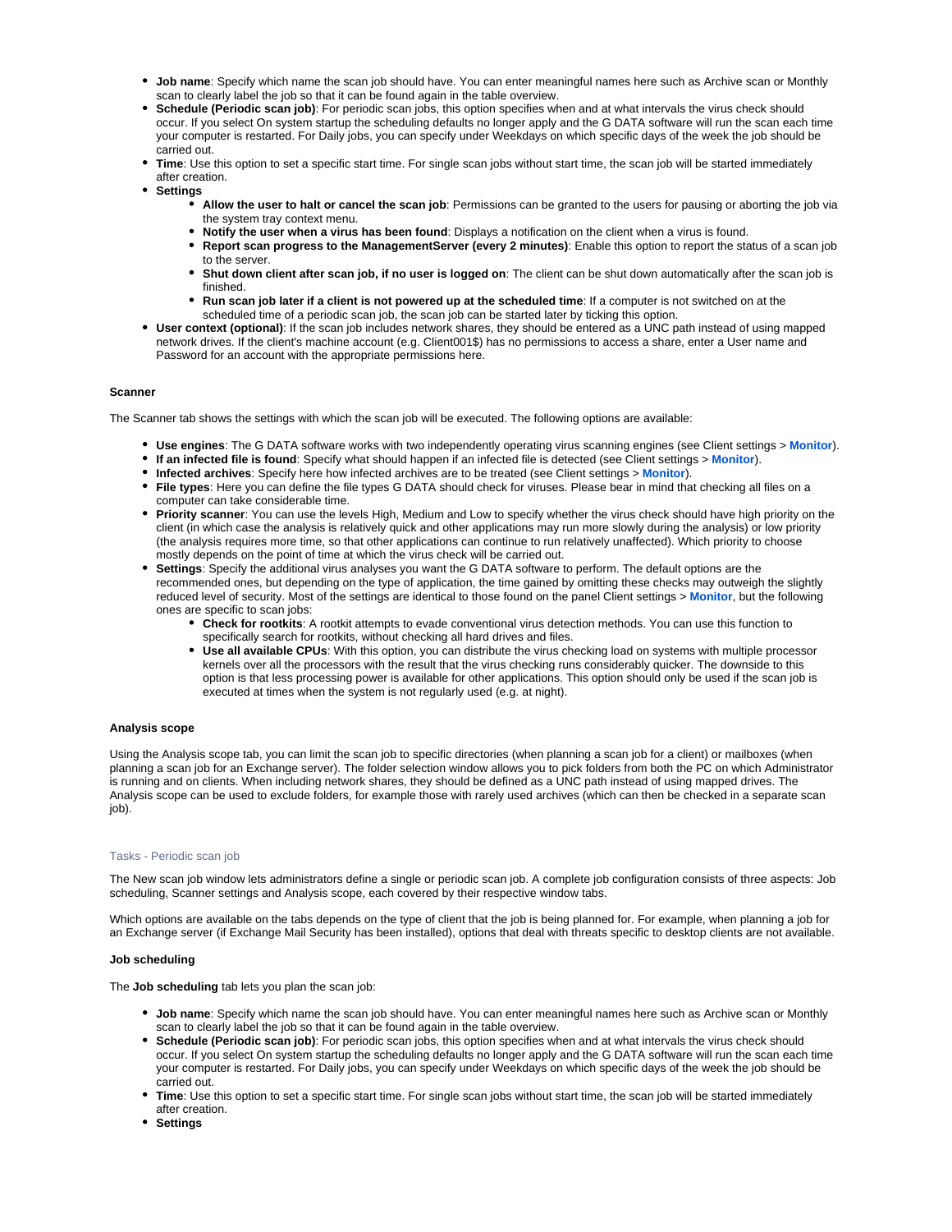- **Job name**: Specify which name the scan job should have. You can enter meaningful names here such as Archive scan or Monthly scan to clearly label the job so that it can be found again in the table overview.
- **Schedule (Periodic scan job)**: For periodic scan jobs, this option specifies when and at what intervals the virus check should occur. If you select On system startup the scheduling defaults no longer apply and the G DATA software will run the scan each time your computer is restarted. For Daily jobs, you can specify under Weekdays on which specific days of the week the job should be carried out.
- **Time**: Use this option to set a specific start time. For single scan jobs without start time, the scan job will be started immediately after creation.
- **Settings**
  - **Allow the user to halt or cancel the scan job**: Permissions can be granted to the users for pausing or aborting the job via the system tray context menu.
  - **Notify the user when a virus has been found**: Displays a notification on the client when a virus is found.
  - **Report scan progress to the ManagementServer (every 2 minutes)**: Enable this option to report the status of a scan job to the server.
  - **Shut down client after scan job, if no user is logged on**: The client can be shut down automatically after the scan job is finished.
  - **Run scan job later if a client is not powered up at the scheduled time**: If a computer is not switched on at the scheduled time of a periodic scan job, the scan job can be started later by ticking this option.
- **User context (optional)**: If the scan job includes network shares, they should be entered as a UNC path instead of using mapped network drives. If the client's machine account (e.g. Client001$) has no permissions to access a share, enter a User name and Password for an account with the appropriate permissions here.

#### Scanner

The Scanner tab shows the settings with which the scan job will be executed. The following options are available:

- **Use engines**: The G DATA software works with two independently operating virus scanning engines (see Client settings > **Monitor**).
- **If an infected file is found**: Specify what should happen if an infected file is detected (see Client settings > **Monitor**).
- **Infected archives**: Specify here how infected archives are to be treated (see Client settings > **Monitor**).
- **File types**: Here you can define the file types G DATA should check for viruses. Please bear in mind that checking all files on a computer can take considerable time.
- **Priority scanner**: You can use the levels High, Medium and Low to specify whether the virus check should have high priority on the client (in which case the analysis is relatively quick and other applications may run more slowly during the analysis) or low priority (the analysis requires more time, so that other applications can continue to run relatively unaffected). Which priority to choose mostly depends on the point of time at which the virus check will be carried out.
- **Settings**: Specify the additional virus analyses you want the G DATA software to perform. The default options are the recommended ones, but depending on the type of application, the time gained by omitting these checks may outweigh the slightly reduced level of security. Most of the settings are identical to those found on the panel Client settings > **Monitor**, but the following ones are specific to scan jobs:
  - **Check for rootkits**: A rootkit attempts to evade conventional virus detection methods. You can use this function to specifically search for rootkits, without checking all hard drives and files.
  - **Use all available CPUs**: With this option, you can distribute the virus checking load on systems with multiple processor kernels over all the processors with the result that the virus checking runs considerably quicker. The downside to this option is that less processing power is available for other applications. This option should only be used if the scan job is executed at times when the system is not regularly used (e.g. at night).

#### Analysis scope

Using the Analysis scope tab, you can limit the scan job to specific directories (when planning a scan job for a client) or mailboxes (when planning a scan job for an Exchange server). The folder selection window allows you to pick folders from both the PC on which Administrator is running and on clients. When including network shares, they should be defined as a UNC path instead of using mapped drives. The Analysis scope can be used to exclude folders, for example those with rarely used archives (which can then be checked in a separate scan job).

### Tasks - Periodic scan job

The New scan job window lets administrators define a single or periodic scan job. A complete job configuration consists of three aspects: Job scheduling, Scanner settings and Analysis scope, each covered by their respective window tabs.

Which options are available on the tabs depends on the type of client that the job is being planned for. For example, when planning a job for an Exchange server (if Exchange Mail Security has been installed), options that deal with threats specific to desktop clients are not available.

#### Job scheduling

The **Job scheduling** tab lets you plan the scan job:

- **Job name**: Specify which name the scan job should have. You can enter meaningful names here such as Archive scan or Monthly scan to clearly label the job so that it can be found again in the table overview.
- **Schedule (Periodic scan job)**: For periodic scan jobs, this option specifies when and at what intervals the virus check should occur. If you select On system startup the scheduling defaults no longer apply and the G DATA software will run the scan each time your computer is restarted. For Daily jobs, you can specify under Weekdays on which specific days of the week the job should be carried out.
- **Time**: Use this option to set a specific start time. For single scan jobs without start time, the scan job will be started immediately after creation.
- **Settings**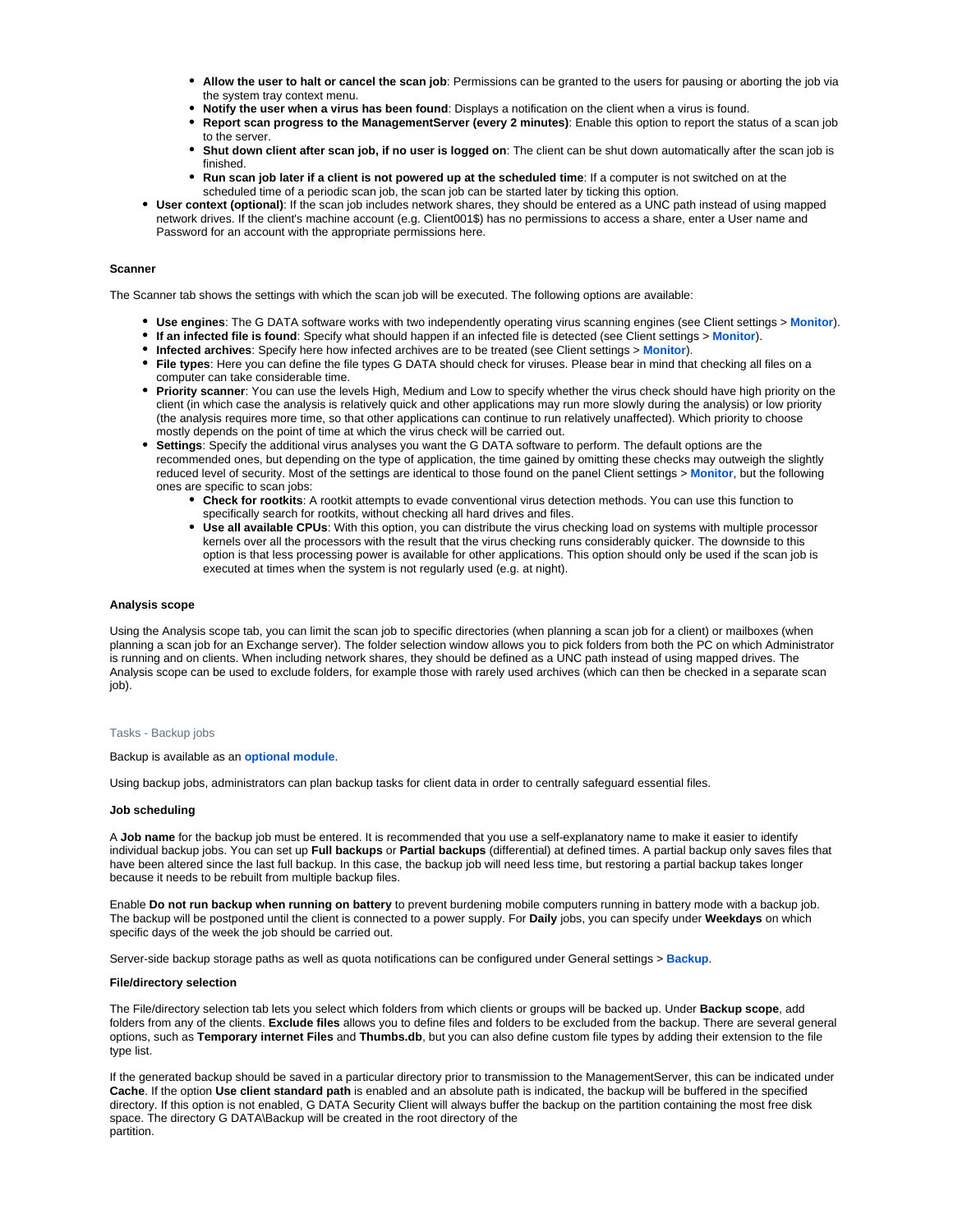- **Allow the user to halt or cancel the scan job**: Permissions can be granted to the users for pausing or aborting the job via the system tray context menu.
    - **Notify the user when a virus has been found**: Displays a notification on the client when a virus is found.
    - **Report scan progress to the ManagementServer (every 2 minutes)**: Enable this option to report the status of a scan job to the server.
    - **Shut down client after scan job, if no user is logged on**: The client can be shut down automatically after the scan job is finished.
    - **Run scan job later if a client is not powered up at the scheduled time**: If a computer is not switched on at the scheduled time of a periodic scan job, the scan job can be started later by ticking this option.
- **User context (optional)**: If the scan job includes network shares, they should be entered as a UNC path instead of using mapped network drives. If the client's machine account (e.g. Client001$) has no permissions to access a share, enter a User name and Password for an account with the appropriate permissions here.

#### Scanner

The Scanner tab shows the settings with which the scan job will be executed. The following options are available:

- **Use engines**: The G DATA software works with two independently operating virus scanning engines (see Client settings > **Monitor**).
- **If an infected file is found**: Specify what should happen if an infected file is detected (see Client settings > **Monitor**).
- **Infected archives**: Specify here how infected archives are to be treated (see Client settings > **Monitor**).
- **File types**: Here you can define the file types G DATA should check for viruses. Please bear in mind that checking all files on a computer can take considerable time.
- **Priority scanner**: You can use the levels High, Medium and Low to specify whether the virus check should have high priority on the client (in which case the analysis is relatively quick and other applications may run more slowly during the analysis) or low priority (the analysis requires more time, so that other applications can continue to run relatively unaffected). Which priority to choose mostly depends on the point of time at which the virus check will be carried out.
- **Settings**: Specify the additional virus analyses you want the G DATA software to perform. The default options are the recommended ones, but depending on the type of application, the time gained by omitting these checks may outweigh the slightly reduced level of security. Most of the settings are identical to those found on the panel Client settings > **Monitor**, but the following ones are specific to scan jobs:
    - **Check for rootkits**: A rootkit attempts to evade conventional virus detection methods. You can use this function to specifically search for rootkits, without checking all hard drives and files.
    - **Use all available CPUs**: With this option, you can distribute the virus checking load on systems with multiple processor kernels over all the processors with the result that the virus checking runs considerably quicker. The downside to this option is that less processing power is available for other applications. This option should only be used if the scan job is executed at times when the system is not regularly used (e.g. at night).

#### Analysis scope

Using the Analysis scope tab, you can limit the scan job to specific directories (when planning a scan job for a client) or mailboxes (when planning a scan job for an Exchange server). The folder selection window allows you to pick folders from both the PC on which Administrator is running and on clients. When including network shares, they should be defined as a UNC path instead of using mapped drives. The Analysis scope can be used to exclude folders, for example those with rarely used archives (which can then be checked in a separate scan job).

### Tasks - Backup jobs

Backup is available as an **optional module**.

Using backup jobs, administrators can plan backup tasks for client data in order to centrally safeguard essential files.

#### Job scheduling

A **Job name** for the backup job must be entered. It is recommended that you use a self-explanatory name to make it easier to identify individual backup jobs. You can set up **Full backups** or **Partial backups** (differential) at defined times. A partial backup only saves files that have been altered since the last full backup. In this case, the backup job will need less time, but restoring a partial backup takes longer because it needs to be rebuilt from multiple backup files.

Enable **Do not run backup when running on battery** to prevent burdening mobile computers running in battery mode with a backup job. The backup will be postponed until the client is connected to a power supply. For **Daily** jobs, you can specify under **Weekdays** on which specific days of the week the job should be carried out.

Server-side backup storage paths as well as quota notifications can be configured under General settings > **Backup**.

#### File/directory selection

The File/directory selection tab lets you select which folders from which clients or groups will be backed up. Under **Backup scope**, add folders from any of the clients. **Exclude files** allows you to define files and folders to be excluded from the backup. There are several general options, such as **Temporary internet Files** and **Thumbs.db**, but you can also define custom file types by adding their extension to the file type list.

If the generated backup should be saved in a particular directory prior to transmission to the ManagementServer, this can be indicated under **Cache**. If the option **Use client standard path** is enabled and an absolute path is indicated, the backup will be buffered in the specified directory. If this option is not enabled, G DATA Security Client will always buffer the backup on the partition containing the most free disk space. The directory G DATA\Backup will be created in the root directory of the partition.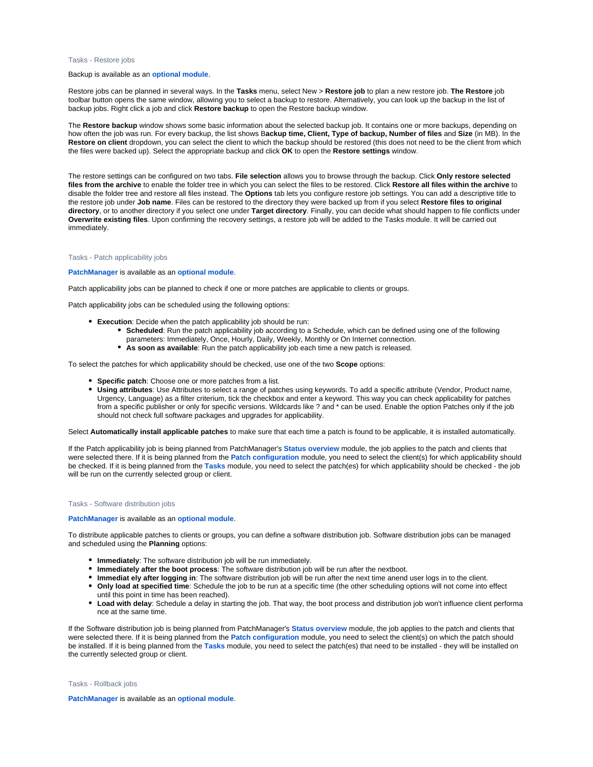## Tasks - Restore jobs

Backup is available as an **optional module**.

Restore jobs can be planned in several ways. In the **Tasks** menu, select New > **Restore job** to plan a new restore job. **The Restore** job toolbar button opens the same window, allowing you to select a backup to restore. Alternatively, you can look up the backup in the list of backup jobs. Right click a job and click **Restore backup** to open the Restore backup window.

The **Restore backup** window shows some basic information about the selected backup job. It contains one or more backups, depending on how often the job was run. For every backup, the list shows B**ackup time, Client, Type of backup, Number of files** and **Size** (in MB). In the **Restore on client** dropdown, you can select the client to which the backup should be restored (this does not need to be the client from which the files were backed up). Select the appropriate backup and click **OK** to open the **Restore settings** window.

The restore settings can be configured on two tabs. **File selection** allows you to browse through the backup. Click **Only restore selected files from the archive** to enable the folder tree in which you can select the files to be restored. Click **Restore all files within the archive** to disable the folder tree and restore all files instead. The **Options** tab lets you configure restore job settings. You can add a descriptive title to the restore job under **Job name**. Files can be restored to the directory they were backed up from if you select **Restore files to original directory**, or to another directory if you select one under **Target directory**. Finally, you can decide what should happen to file conflicts under **Overwrite existing files**. Upon confirming the recovery settings, a restore job will be added to the Tasks module. It will be carried out immediately.

## Tasks - Patch applicability jobs

**PatchManager** is available as an **optional module**.

Patch applicability jobs can be planned to check if one or more patches are applicable to clients or groups.

Patch applicability jobs can be scheduled using the following options:

- **Execution**: Decide when the patch applicability job should be run:
  - **Scheduled**: Run the patch applicability job according to a Schedule, which can be defined using one of the following parameters: Immediately, Once, Hourly, Daily, Weekly, Monthly or On Internet connection.
  - **As soon as available**: Run the patch applicability job each time a new patch is released.

To select the patches for which applicability should be checked, use one of the two **Scope** options:

- **Specific patch**: Choose one or more patches from a list.
- **Using attributes**: Use Attributes to select a range of patches using keywords. To add a specific attribute (Vendor, Product name, Urgency, Language) as a filter criterium, tick the checkbox and enter a keyword. This way you can check applicability for patches from a specific publisher or only for specific versions. Wildcards like ? and * can be used. Enable the option Patches only if the job should not check full software packages and upgrades for applicability.

Select **Automatically install applicable patches** to make sure that each time a patch is found to be applicable, it is installed automatically.

If the Patch applicability job is being planned from PatchManager's **Status overview** module, the job applies to the patch and clients that were selected there. If it is being planned from the **Patch configuration** module, you need to select the client(s) for which applicability should be checked. If it is being planned from the **Tasks** module, you need to select the patch(es) for which applicability should be checked - the job will be run on the currently selected group or client.

## Tasks - Software distribution jobs

**PatchManager** is available as an **optional module**.

To distribute applicable patches to clients or groups, you can define a software distribution job. Software distribution jobs can be managed and scheduled using the **Planning** options:

- **Immediately**: The software distribution job will be run immediately.
- **Immediately after the boot process**: The software distribution job will be run after the nextboot.
- **Immediat ely after logging in**: The software distribution job will be run after the next time anend user logs in to the client.
- **Only load at specified time**: Schedule the job to be run at a specific time (the other scheduling options will not come into effect until this point in time has been reached).
- **Load with delay**: Schedule a delay in starting the job. That way, the boot process and distribution job won't influence client performa nce at the same time.

If the Software distribution job is being planned from PatchManager's **Status overview** module, the job applies to the patch and clients that were selected there. If it is being planned from the **Patch configuration** module, you need to select the client(s) on which the patch should be installed. If it is being planned from the **Tasks** module, you need to select the patch(es) that need to be installed - they will be installed on the currently selected group or client.

## Tasks - Rollback jobs

**PatchManager** is available as an **optional module**.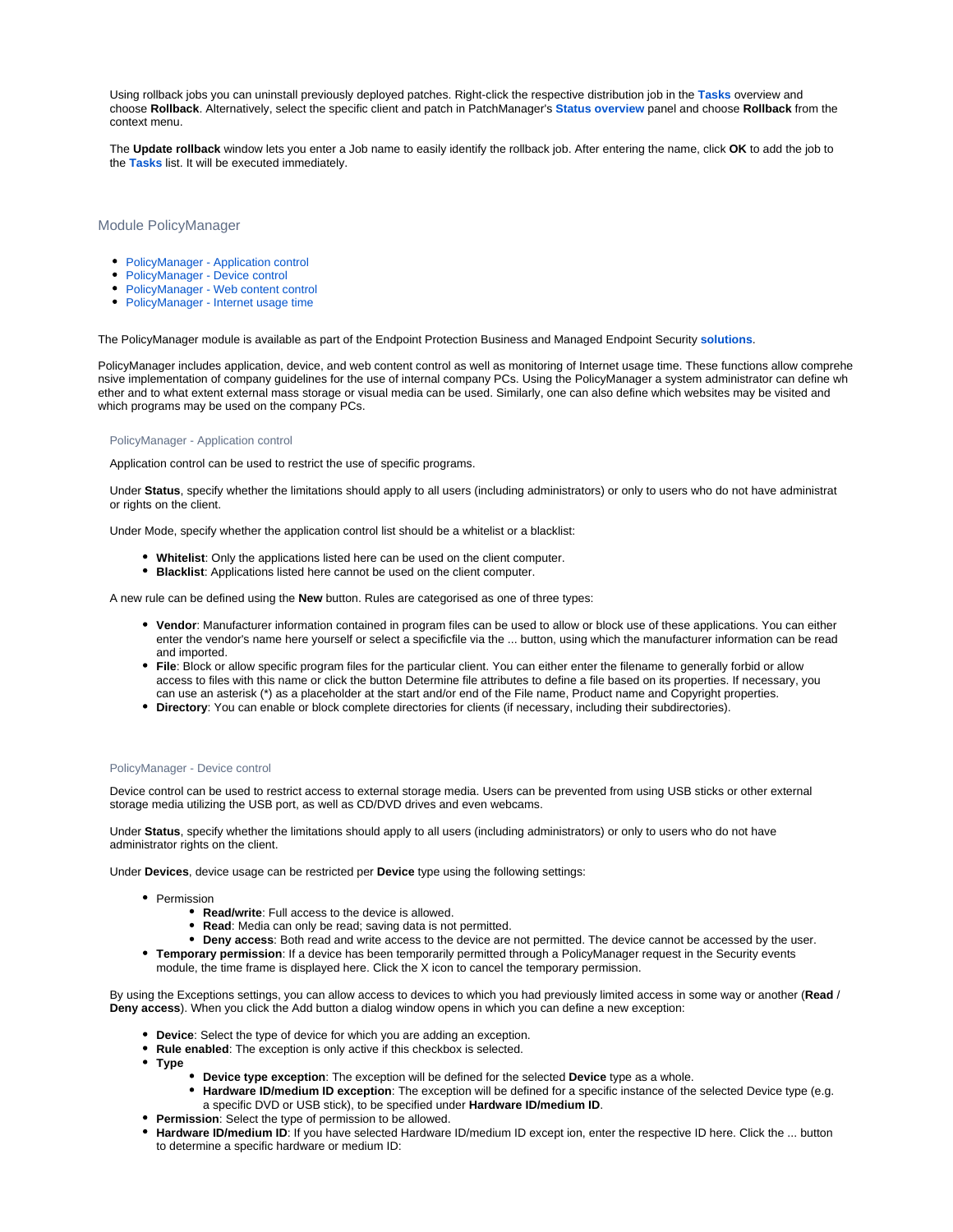Using rollback jobs you can uninstall previously deployed patches. Right-click the respective distribution job in the **Tasks** overview and choose **Rollback**. Alternatively, select the specific client and patch in PatchManager's **Status overview** panel and choose **Rollback** from the context menu.

The **Update rollback** window lets you enter a Job name to easily identify the rollback job. After entering the name, click **OK** to add the job to the **Tasks** list. It will be executed immediately.

## Module PolicyManager

- PolicyManager - Application control
- PolicyManager - Device control
- PolicyManager - Web content control
- PolicyManager - Internet usage time

The PolicyManager module is available as part of the Endpoint Protection Business and Managed Endpoint Security **solutions**.

PolicyManager includes application, device, and web content control as well as monitoring of Internet usage time. These functions allow comprehensive implementation of company guidelines for the use of internal company PCs. Using the PolicyManager a system administrator can define whether and to what extent external mass storage or visual media can be used. Similarly, one can also define which websites may be visited and which programs may be used on the company PCs.

### PolicyManager - Application control

Application control can be used to restrict the use of specific programs.

Under **Status**, specify whether the limitations should apply to all users (including administrators) or only to users who do not have administrator rights on the client.

Under Mode, specify whether the application control list should be a whitelist or a blacklist:

- **Whitelist**: Only the applications listed here can be used on the client computer.
- **Blacklist**: Applications listed here cannot be used on the client computer.

A new rule can be defined using the **New** button. Rules are categorised as one of three types:

- **Vendor**: Manufacturer information contained in program files can be used to allow or block use of these applications. You can either enter the vendor's name here yourself or select a specificfile via the ... button, using which the manufacturer information can be read and imported.
- **File**: Block or allow specific program files for the particular client. You can either enter the filename to generally forbid or allow access to files with this name or click the button Determine file attributes to define a file based on its properties. If necessary, you can use an asterisk (*) as a placeholder at the start and/or end of the File name, Product name and Copyright properties.
- **Directory**: You can enable or block complete directories for clients (if necessary, including their subdirectories).

### PolicyManager - Device control

Device control can be used to restrict access to external storage media. Users can be prevented from using USB sticks or other external storage media utilizing the USB port, as well as CD/DVD drives and even webcams.

Under **Status**, specify whether the limitations should apply to all users (including administrators) or only to users who do not have administrator rights on the client.

Under **Devices**, device usage can be restricted per **Device** type using the following settings:

- Permission
  - **Read/write**: Full access to the device is allowed.
  - **Read**: Media can only be read; saving data is not permitted.
  - **Deny access**: Both read and write access to the device are not permitted. The device cannot be accessed by the user.
- **Temporary permission**: If a device has been temporarily permitted through a PolicyManager request in the Security events module, the time frame is displayed here. Click the X icon to cancel the temporary permission.

By using the Exceptions settings, you can allow access to devices to which you had previously limited access in some way or another (**Read** / **Deny access**). When you click the Add button a dialog window opens in which you can define a new exception:

- **Device**: Select the type of device for which you are adding an exception.
- **Rule enabled**: The exception is only active if this checkbox is selected.
- **Type**
  - **Device type exception**: The exception will be defined for the selected **Device** type as a whole.
  - **Hardware ID/medium ID exception**: The exception will be defined for a specific instance of the selected Device type (e.g. a specific DVD or USB stick), to be specified under **Hardware ID/medium ID**.
- **Permission**: Select the type of permission to be allowed.
- **Hardware ID/medium ID**: If you have selected Hardware ID/medium ID except ion, enter the respective ID here. Click the ... button to determine a specific hardware or medium ID: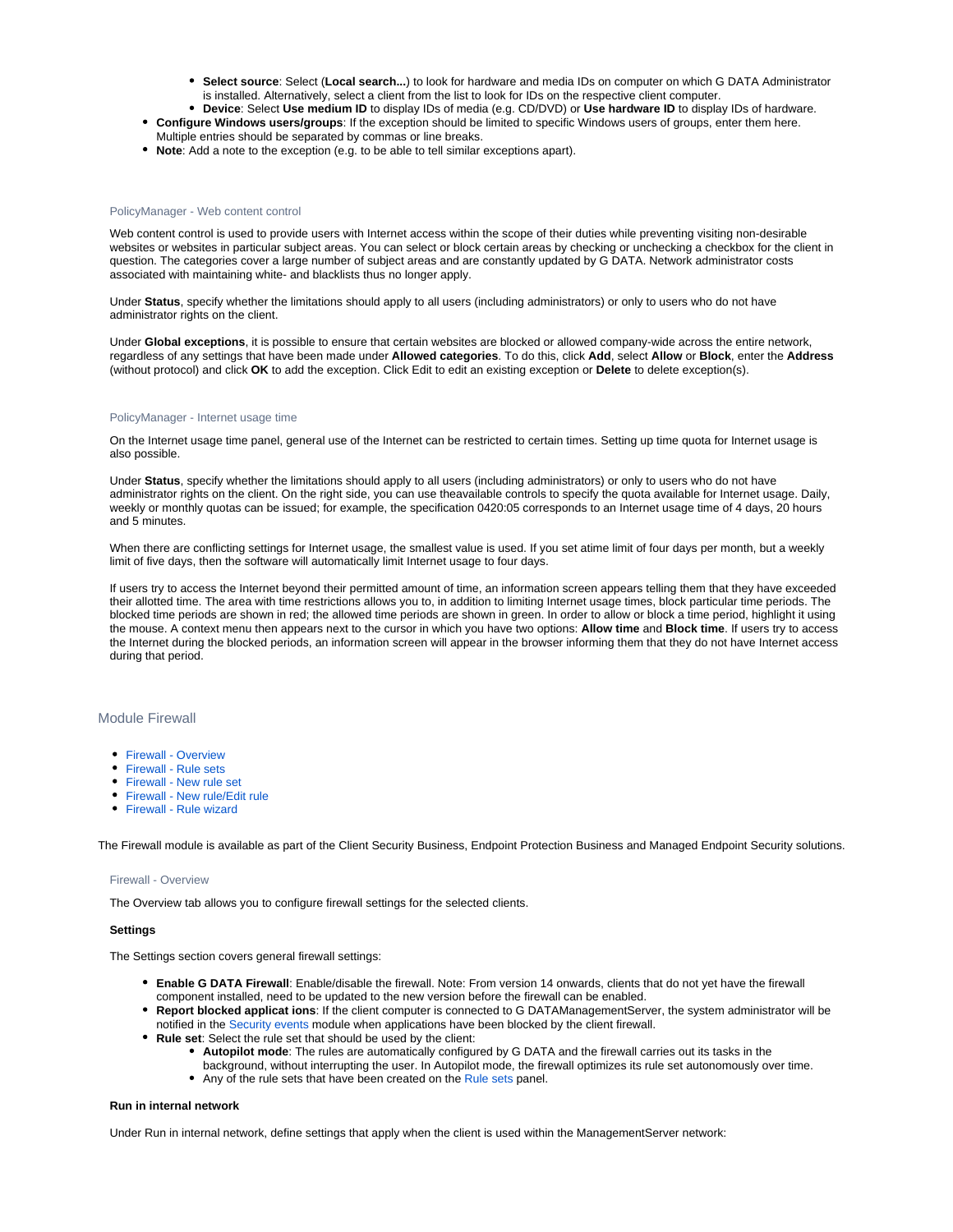- **Select source**: Select (**Local search...**) to look for hardware and media IDs on computer on which G DATA Administrator is installed. Alternatively, select a client from the list to look for IDs on the respective client computer.
  - **Device**: Select **Use medium ID** to display IDs of media (e.g. CD/DVD) or **Use hardware ID** to display IDs of hardware.
- **Configure Windows users/groups**: If the exception should be limited to specific Windows users of groups, enter them here. Multiple entries should be separated by commas or line breaks.
- **Note**: Add a note to the exception (e.g. to be able to tell similar exceptions apart).

### PolicyManager - Web content control

Web content control is used to provide users with Internet access within the scope of their duties while preventing visiting non-desirable websites or websites in particular subject areas. You can select or block certain areas by checking or unchecking a checkbox for the client in question. The categories cover a large number of subject areas and are constantly updated by G DATA. Network administrator costs associated with maintaining white- and blacklists thus no longer apply.

Under **Status**, specify whether the limitations should apply to all users (including administrators) or only to users who do not have administrator rights on the client.

Under **Global exceptions**, it is possible to ensure that certain websites are blocked or allowed company-wide across the entire network, regardless of any settings that have been made under **Allowed categories**. To do this, click **Add**, select **Allow** or **Block**, enter the **Address** (without protocol) and click **OK** to add the exception. Click Edit to edit an existing exception or **Delete** to delete exception(s).

### PolicyManager - Internet usage time

On the Internet usage time panel, general use of the Internet can be restricted to certain times. Setting up time quota for Internet usage is also possible.

Under **Status**, specify whether the limitations should apply to all users (including administrators) or only to users who do not have administrator rights on the client. On the right side, you can use theavailable controls to specify the quota available for Internet usage. Daily, weekly or monthly quotas can be issued; for example, the specification 0420:05 corresponds to an Internet usage time of 4 days, 20 hours and 5 minutes.

When there are conflicting settings for Internet usage, the smallest value is used. If you set atime limit of four days per month, but a weekly limit of five days, then the software will automatically limit Internet usage to four days.

If users try to access the Internet beyond their permitted amount of time, an information screen appears telling them that they have exceeded their allotted time. The area with time restrictions allows you to, in addition to limiting Internet usage times, block particular time periods. The blocked time periods are shown in red; the allowed time periods are shown in green. In order to allow or block a time period, highlight it using the mouse. A context menu then appears next to the cursor in which you have two options: **Allow time** and **Block time**. If users try to access the Internet during the blocked periods, an information screen will appear in the browser informing them that they do not have Internet access during that period.

## Module Firewall

- Firewall - Overview
- Firewall - Rule sets
- Firewall - New rule set
- Firewall - New rule/Edit rule
- Firewall - Rule wizard

The Firewall module is available as part of the Client Security Business, Endpoint Protection Business and Managed Endpoint Security solutions.

### Firewall - Overview

The Overview tab allows you to configure firewall settings for the selected clients.

**Settings**

The Settings section covers general firewall settings:

- **Enable G DATA Firewall**: Enable/disable the firewall. Note: From version 14 onwards, clients that do not yet have the firewall component installed, need to be updated to the new version before the firewall can be enabled.
- **Report blocked applicat ions**: If the client computer is connected to G DATAManagementServer, the system administrator will be notified in the Security events module when applications have been blocked by the client firewall.
- **Rule set**: Select the rule set that should be used by the client:
  - **Autopilot mode**: The rules are automatically configured by G DATA and the firewall carries out its tasks in the background, without interrupting the user. In Autopilot mode, the firewall optimizes its rule set autonomously over time.
  - Any of the rule sets that have been created on the Rule sets panel.

**Run in internal network**

Under Run in internal network, define settings that apply when the client is used within the ManagementServer network: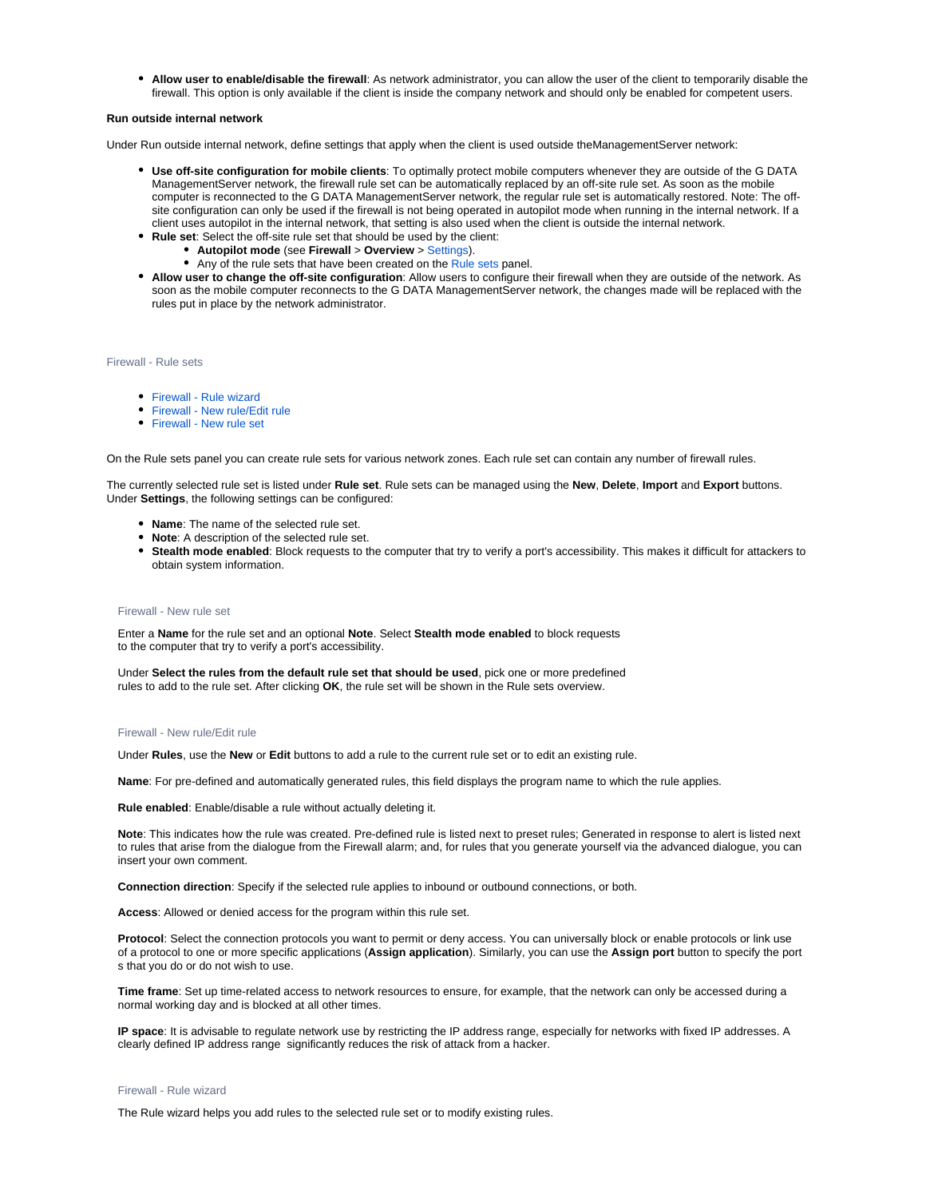- **Allow user to enable/disable the firewall**: As network administrator, you can allow the user of the client to temporarily disable the firewall. This option is only available if the client is inside the company network and should only be enabled for competent users.

**Run outside internal network**

Under Run outside internal network, define settings that apply when the client is used outside theManagementServer network:

- **Use off-site configuration for mobile clients**: To optimally protect mobile computers whenever they are outside of the G DATA ManagementServer network, the firewall rule set can be automatically replaced by an off-site rule set. As soon as the mobile computer is reconnected to the G DATA ManagementServer network, the regular rule set is automatically restored. Note: The off-site configuration can only be used if the firewall is not being operated in autopilot mode when running in the internal network. If a client uses autopilot in the internal network, that setting is also used when the client is outside the internal network.
- **Rule set**: Select the off-site rule set that should be used by the client:
  - **Autopilot mode** (see **Firewall** > **Overview** > Settings).
  - Any of the rule sets that have been created on the Rule sets panel.
- **Allow user to change the off-site configuration**: Allow users to configure their firewall when they are outside of the network. As soon as the mobile computer reconnects to the G DATA ManagementServer network, the changes made will be replaced with the rules put in place by the network administrator.

## Firewall - Rule sets

- Firewall - Rule wizard
- Firewall - New rule/Edit rule
- Firewall - New rule set

On the Rule sets panel you can create rule sets for various network zones. Each rule set can contain any number of firewall rules.

The currently selected rule set is listed under **Rule set**. Rule sets can be managed using the **New**, **Delete**, **Import** and **Export** buttons. Under **Settings**, the following settings can be configured:

- **Name**: The name of the selected rule set.
- **Note**: A description of the selected rule set.
- **Stealth mode enabled**: Block requests to the computer that try to verify a port's accessibility. This makes it difficult for attackers to obtain system information.

### Firewall - New rule set

Enter a **Name** for the rule set and an optional **Note**. Select **Stealth mode enabled** to block requests to the computer that try to verify a port's accessibility.

Under **Select the rules from the default rule set that should be used**, pick one or more predefined rules to add to the rule set. After clicking **OK**, the rule set will be shown in the Rule sets overview.

### Firewall - New rule/Edit rule

Under **Rules**, use the **New** or **Edit** buttons to add a rule to the current rule set or to edit an existing rule.

**Name**: For pre-defined and automatically generated rules, this field displays the program name to which the rule applies.

**Rule enabled**: Enable/disable a rule without actually deleting it.

**Note**: This indicates how the rule was created. Pre-defined rule is listed next to preset rules; Generated in response to alert is listed next to rules that arise from the dialogue from the Firewall alarm; and, for rules that you generate yourself via the advanced dialogue, you can insert your own comment.

**Connection direction**: Specify if the selected rule applies to inbound or outbound connections, or both.

**Access**: Allowed or denied access for the program within this rule set.

**Protocol**: Select the connection protocols you want to permit or deny access. You can universally block or enable protocols or link use of a protocol to one or more specific applications (**Assign application**). Similarly, you can use the **Assign port** button to specify the port s that you do or do not wish to use.

**Time frame**: Set up time-related access to network resources to ensure, for example, that the network can only be accessed during a normal working day and is blocked at all other times.

**IP space**: It is advisable to regulate network use by restricting the IP address range, especially for networks with fixed IP addresses. A clearly defined IP address range significantly reduces the risk of attack from a hacker.

### Firewall - Rule wizard

The Rule wizard helps you add rules to the selected rule set or to modify existing rules.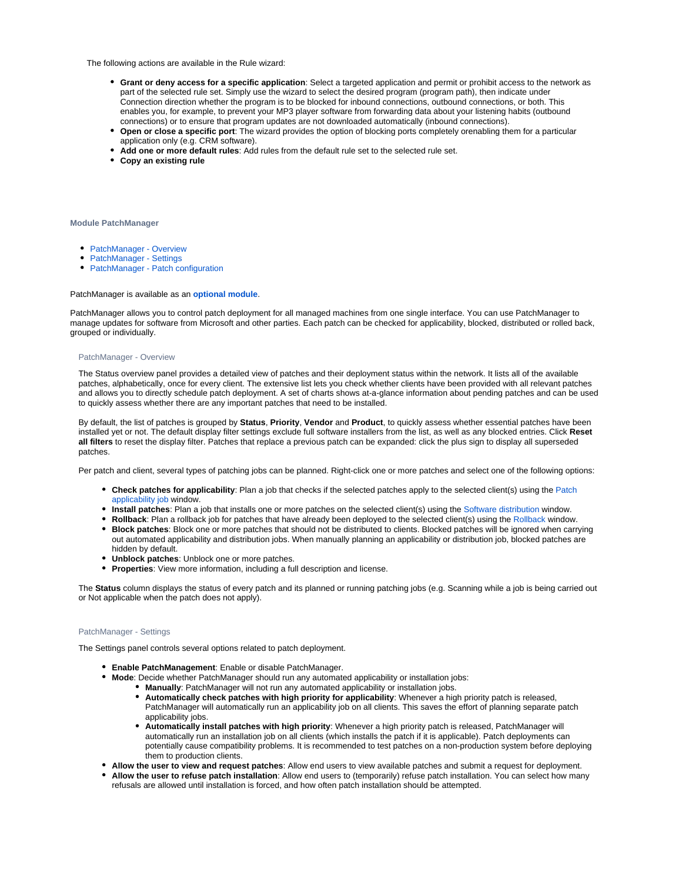The following actions are available in the Rule wizard:

- **Grant or deny access for a specific application**: Select a targeted application and permit or prohibit access to the network as part of the selected rule set. Simply use the wizard to select the desired program (program path), then indicate under Connection direction whether the program is to be blocked for inbound connections, outbound connections, or both. This enables you, for example, to prevent your MP3 player software from forwarding data about your listening habits (outbound connections) or to ensure that program updates are not downloaded automatically (inbound connections).
- **Open or close a specific port**: The wizard provides the option of blocking ports completely orenabling them for a particular application only (e.g. CRM software).
- **Add one or more default rules**: Add rules from the default rule set to the selected rule set.
- **Copy an existing rule**

## Module PatchManager

- PatchManager - Overview
- PatchManager - Settings
- PatchManager - Patch configuration

PatchManager is available as an **optional module**.

PatchManager allows you to control patch deployment for all managed machines from one single interface. You can use PatchManager to manage updates for software from Microsoft and other parties. Each patch can be checked for applicability, blocked, distributed or rolled back, grouped or individually.

### PatchManager - Overview

The Status overview panel provides a detailed view of patches and their deployment status within the network. It lists all of the available patches, alphabetically, once for every client. The extensive list lets you check whether clients have been provided with all relevant patches and allows you to directly schedule patch deployment. A set of charts shows at-a-glance information about pending patches and can be used to quickly assess whether there are any important patches that need to be installed.

By default, the list of patches is grouped by **Status**, **Priority**, **Vendor** and **Product**, to quickly assess whether essential patches have been installed yet or not. The default display filter settings exclude full software installers from the list, as well as any blocked entries. Click **Reset all filters** to reset the display filter. Patches that replace a previous patch can be expanded: click the plus sign to display all superseded patches.

Per patch and client, several types of patching jobs can be planned. Right-click one or more patches and select one of the following options:

- **Check patches for applicability**: Plan a job that checks if the selected patches apply to the selected client(s) using the Patch applicability job window.
- **Install patches**: Plan a job that installs one or more patches on the selected client(s) using the Software distribution window.
- **Rollback**: Plan a rollback job for patches that have already been deployed to the selected client(s) using the Rollback window.
- **Block patches**: Block one or more patches that should not be distributed to clients. Blocked patches will be ignored when carrying out automated applicability and distribution jobs. When manually planning an applicability or distribution job, blocked patches are hidden by default.
- **Unblock patches**: Unblock one or more patches.
- **Properties**: View more information, including a full description and license.

The **Status** column displays the status of every patch and its planned or running patching jobs (e.g. Scanning while a job is being carried out or Not applicable when the patch does not apply).

### PatchManager - Settings

The Settings panel controls several options related to patch deployment.

- **Enable PatchManagement**: Enable or disable PatchManager.
- **Mode**: Decide whether PatchManager should run any automated applicability or installation jobs:
  - **Manually**: PatchManager will not run any automated applicability or installation jobs.
  - **Automatically check patches with high priority for applicability**: Whenever a high priority patch is released, PatchManager will automatically run an applicability job on all clients. This saves the effort of planning separate patch applicability jobs.
  - **Automatically install patches with high priority**: Whenever a high priority patch is released, PatchManager will automatically run an installation job on all clients (which installs the patch if it is applicable). Patch deployments can potentially cause compatibility problems. It is recommended to test patches on a non-production system before deploying them to production clients.
- **Allow the user to view and request patches**: Allow end users to view available patches and submit a request for deployment.
- **Allow the user to refuse patch installation**: Allow end users to (temporarily) refuse patch installation. You can select how many refusals are allowed until installation is forced, and how often patch installation should be attempted.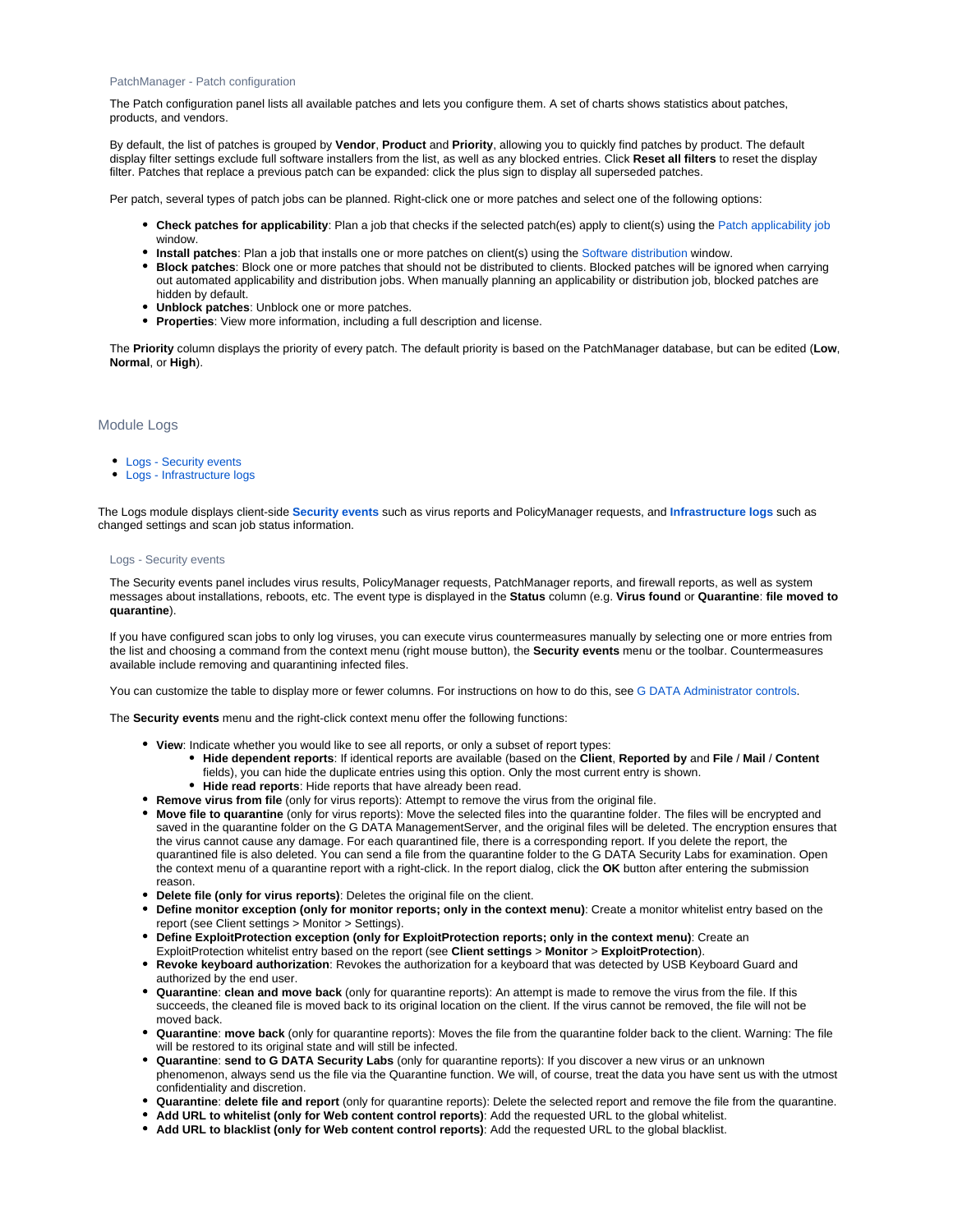### PatchManager - Patch configuration

The Patch configuration panel lists all available patches and lets you configure them. A set of charts shows statistics about patches, products, and vendors.

By default, the list of patches is grouped by **Vendor**, **Product** and **Priority**, allowing you to quickly find patches by product. The default display filter settings exclude full software installers from the list, as well as any blocked entries. Click **Reset all filters** to reset the display filter. Patches that replace a previous patch can be expanded: click the plus sign to display all superseded patches.

Per patch, several types of patch jobs can be planned. Right-click one or more patches and select one of the following options:

- **Check patches for applicability**: Plan a job that checks if the selected patch(es) apply to client(s) using the Patch applicability job window.
- **Install patches**: Plan a job that installs one or more patches on client(s) using the Software distribution window.
- **Block patches**: Block one or more patches that should not be distributed to clients. Blocked patches will be ignored when carrying out automated applicability and distribution jobs. When manually planning an applicability or distribution job, blocked patches are hidden by default.
- **Unblock patches**: Unblock one or more patches.
- **Properties**: View more information, including a full description and license.

The **Priority** column displays the priority of every patch. The default priority is based on the PatchManager database, but can be edited (**Low**, **Normal**, or **High**).

## Module Logs

- Logs - Security events
- Logs - Infrastructure logs

The Logs module displays client-side **Security events** such as virus reports and PolicyManager requests, and **Infrastructure logs** such as changed settings and scan job status information.

### Logs - Security events

The Security events panel includes virus results, PolicyManager requests, PatchManager reports, and firewall reports, as well as system messages about installations, reboots, etc. The event type is displayed in the **Status** column (e.g. **Virus found** or **Quarantine**: **file moved to quarantine**).

If you have configured scan jobs to only log viruses, you can execute virus countermeasures manually by selecting one or more entries from the list and choosing a command from the context menu (right mouse button), the **Security events** menu or the toolbar. Countermeasures available include removing and quarantining infected files.

You can customize the table to display more or fewer columns. For instructions on how to do this, see G DATA Administrator controls.

The **Security events** menu and the right-click context menu offer the following functions:

- **View**: Indicate whether you would like to see all reports, or only a subset of report types:
  - **Hide dependent reports**: If identical reports are available (based on the **Client**, **Reported by** and **File** / **Mail** / **Content** fields), you can hide the duplicate entries using this option. Only the most current entry is shown.
  - **Hide read reports**: Hide reports that have already been read.
- **Remove virus from file** (only for virus reports): Attempt to remove the virus from the original file.
- **Move file to quarantine** (only for virus reports): Move the selected files into the quarantine folder. The files will be encrypted and saved in the quarantine folder on the G DATA ManagementServer, and the original files will be deleted. The encryption ensures that the virus cannot cause any damage. For each quarantined file, there is a corresponding report. If you delete the report, the quarantined file is also deleted. You can send a file from the quarantine folder to the G DATA Security Labs for examination. Open the context menu of a quarantine report with a right-click. In the report dialog, click the **OK** button after entering the submission reason.
- **Delete file (only for virus reports)**: Deletes the original file on the client.
- **Define monitor exception (only for monitor reports; only in the context menu)**: Create a monitor whitelist entry based on the report (see Client settings > Monitor > Settings).
- **Define ExploitProtection exception (only for ExploitProtection reports; only in the context menu)**: Create an ExploitProtection whitelist entry based on the report (see **Client settings** > **Monitor** > **ExploitProtection**).
- **Revoke keyboard authorization**: Revokes the authorization for a keyboard that was detected by USB Keyboard Guard and authorized by the end user.
- **Quarantine**: **clean and move back** (only for quarantine reports): An attempt is made to remove the virus from the file. If this succeeds, the cleaned file is moved back to its original location on the client. If the virus cannot be removed, the file will not be moved back.
- **Quarantine**: **move back** (only for quarantine reports): Moves the file from the quarantine folder back to the client. Warning: The file will be restored to its original state and will still be infected.
- **Quarantine**: **send to G DATA Security Labs** (only for quarantine reports): If you discover a new virus or an unknown phenomenon, always send us the file via the Quarantine function. We will, of course, treat the data you have sent us with the utmost confidentiality and discretion.
- **Quarantine**: **delete file and report** (only for quarantine reports): Delete the selected report and remove the file from the quarantine.
- **Add URL to whitelist (only for Web content control reports)**: Add the requested URL to the global whitelist.
- **Add URL to blacklist (only for Web content control reports)**: Add the requested URL to the global blacklist.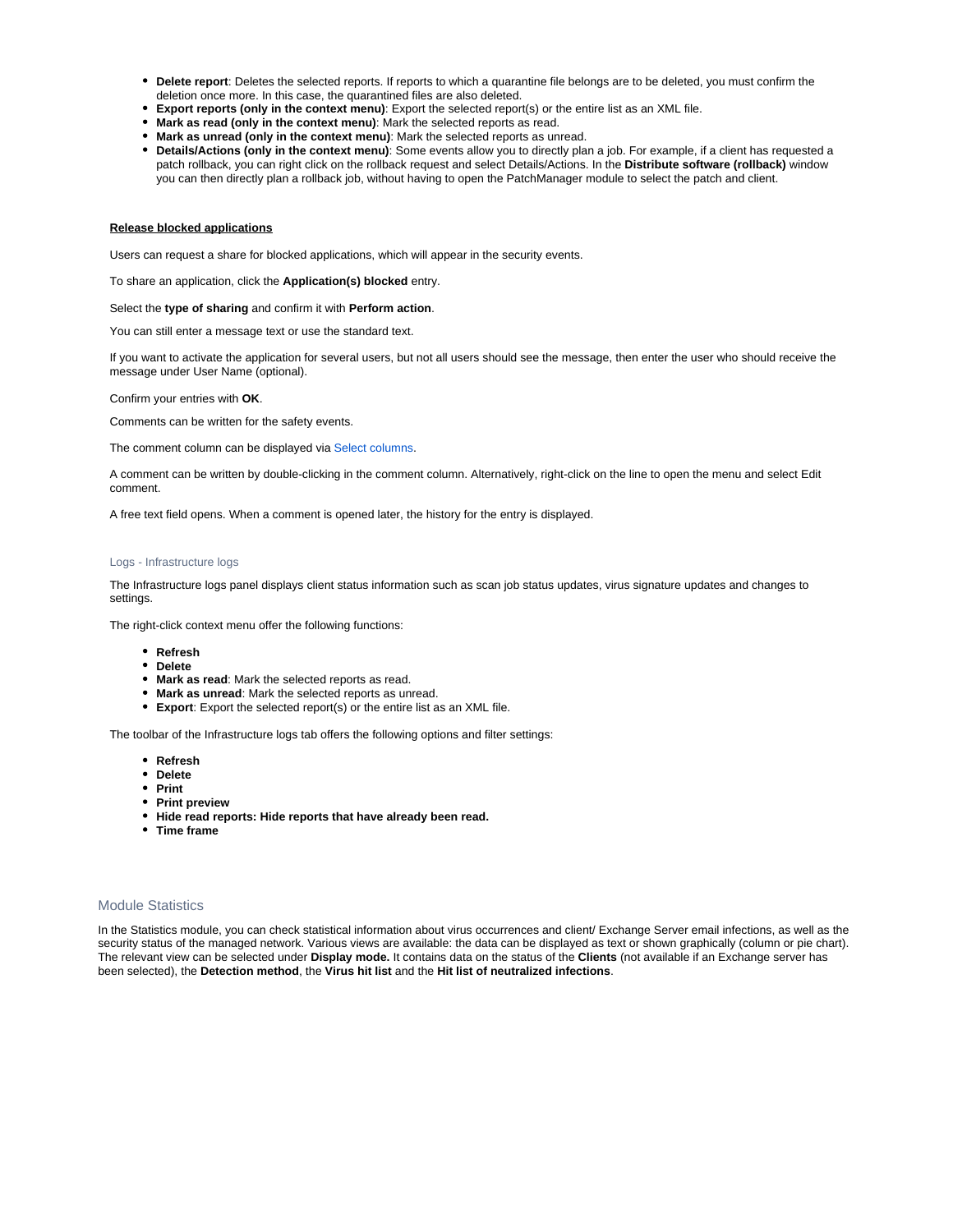- **Delete report**: Deletes the selected reports. If reports to which a quarantine file belongs are to be deleted, you must confirm the deletion once more. In this case, the quarantined files are also deleted.
- **Export reports (only in the context menu)**: Export the selected report(s) or the entire list as an XML file.
- **Mark as read (only in the context menu)**: Mark the selected reports as read.
- **Mark as unread (only in the context menu)**: Mark the selected reports as unread.
- **Details/Actions (only in the context menu)**: Some events allow you to directly plan a job. For example, if a client has requested a patch rollback, you can right click on the rollback request and select Details/Actions. In the **Distribute software (rollback)** window you can then directly plan a rollback job, without having to open the PatchManager module to select the patch and client.

**Release blocked applications**

Users can request a share for blocked applications, which will appear in the security events.

To share an application, click the **Application(s) blocked** entry.

Select the **type of sharing** and confirm it with **Perform action**.

You can still enter a message text or use the standard text.

If you want to activate the application for several users, but not all users should see the message, then enter the user who should receive the message under User Name (optional).

Confirm your entries with **OK**.

Comments can be written for the safety events.

The comment column can be displayed via Select columns.

A comment can be written by double-clicking in the comment column. Alternatively, right-click on the line to open the menu and select Edit comment.

A free text field opens. When a comment is opened later, the history for the entry is displayed.

### Logs - Infrastructure logs

The Infrastructure logs panel displays client status information such as scan job status updates, virus signature updates and changes to settings.

The right-click context menu offer the following functions:

- **Refresh**
- **Delete**
- **Mark as read**: Mark the selected reports as read.
- **Mark as unread**: Mark the selected reports as unread.
- **Export**: Export the selected report(s) or the entire list as an XML file.

The toolbar of the Infrastructure logs tab offers the following options and filter settings:

- **Refresh**
- **Delete**
- **Print**
- **Print preview**
- **Hide read reports: Hide reports that have already been read.**
- **Time frame**

## Module Statistics

In the Statistics module, you can check statistical information about virus occurrences and client/ Exchange Server email infections, as well as the security status of the managed network. Various views are available: the data can be displayed as text or shown graphically (column or pie chart). The relevant view can be selected under **Display mode.** It contains data on the status of the **Clients** (not available if an Exchange server has been selected), the **Detection method**, the **Virus hit list** and the **Hit list of neutralized infections**.